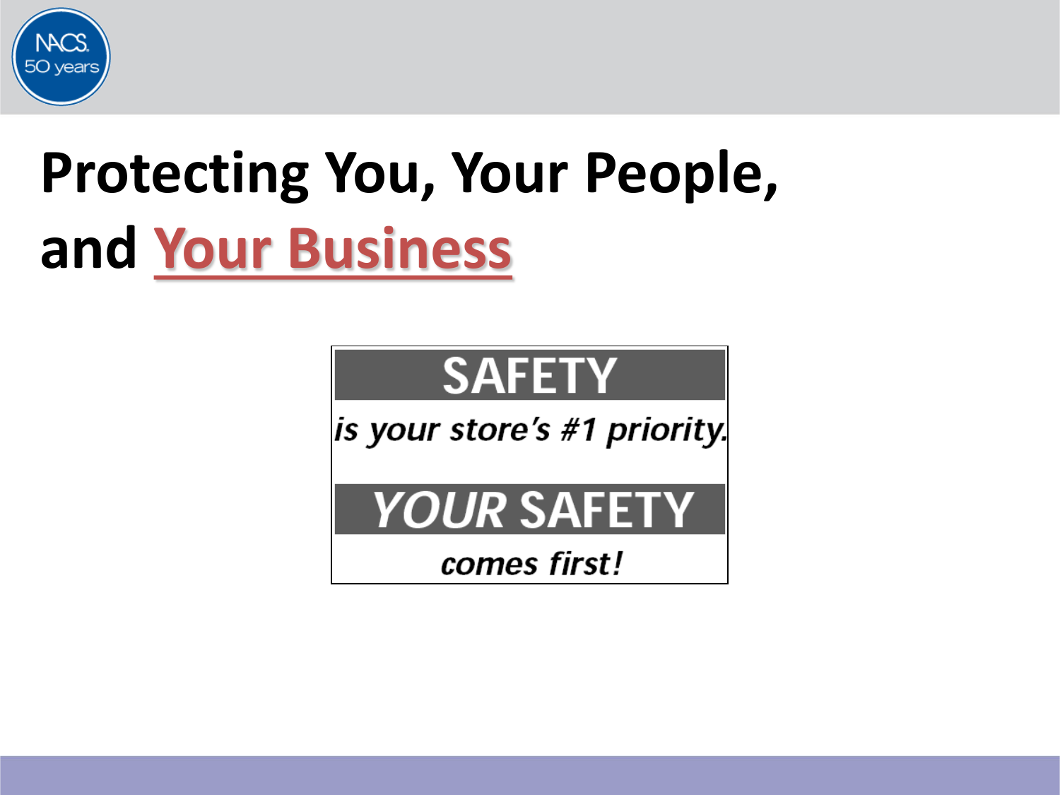# Protecting You, Your People, and Your Business

**SAFETY**

*is your store's #1 priority.*

***YOUR SAFETY***

*comes first!*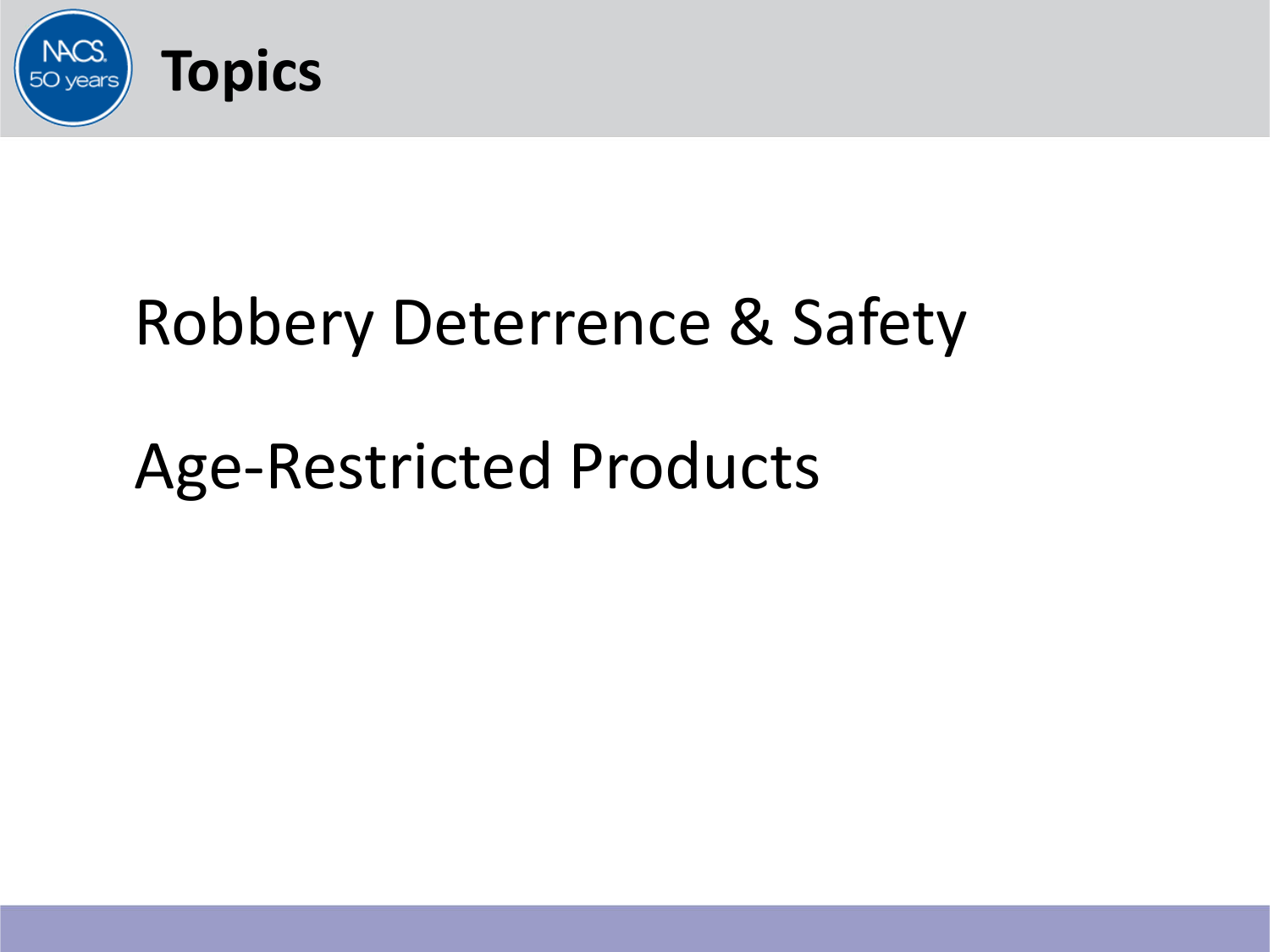# Topics

Robbery Deterrence & Safety

Age-Restricted Products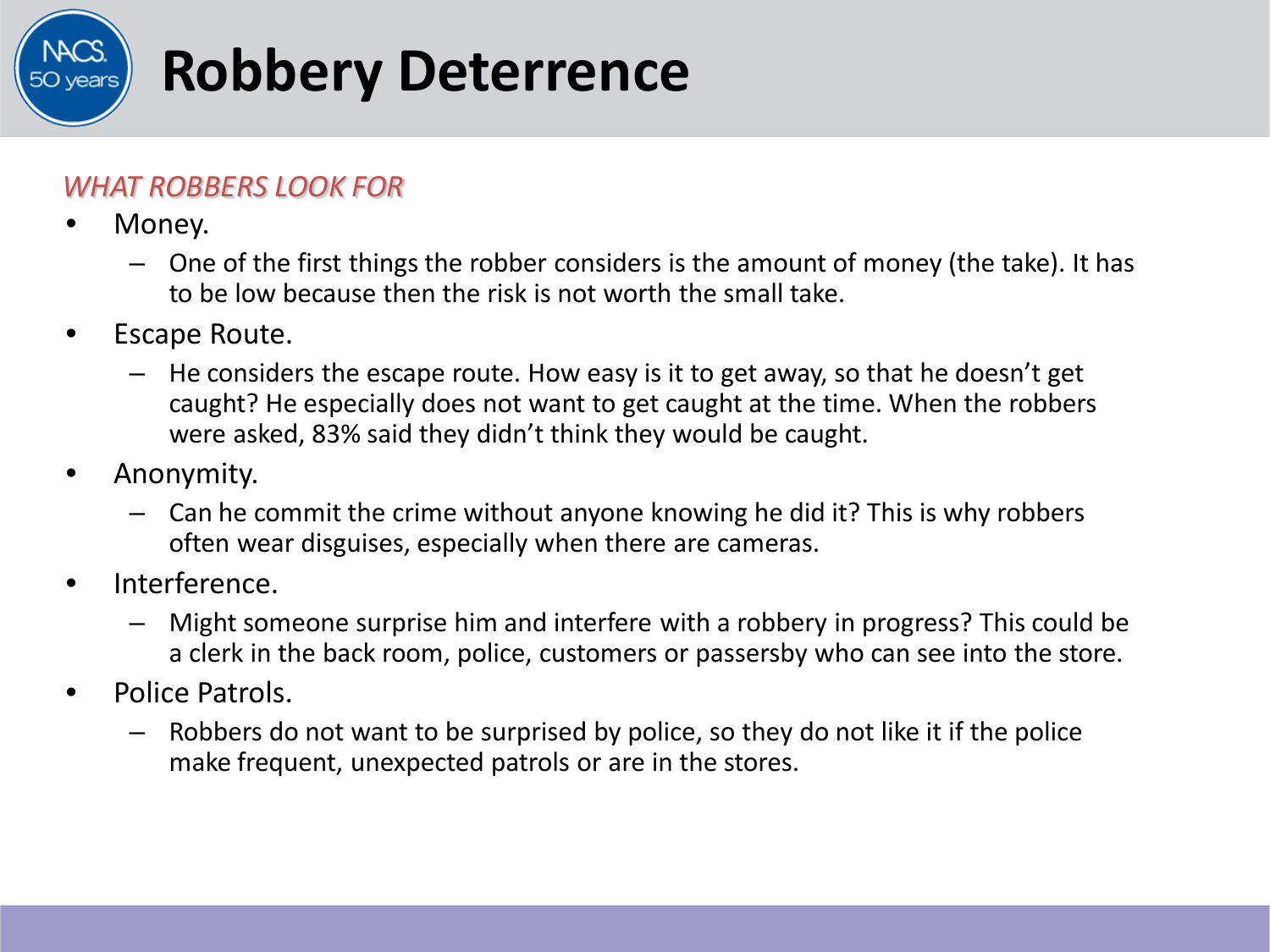# Robbery Deterrence

*WHAT ROBBERS LOOK FOR*

- Money.
  - One of the first things the robber considers is the amount of money (the take). It has to be low because then the risk is not worth the small take.
- Escape Route.
  - He considers the escape route. How easy is it to get away, so that he doesn't get caught? He especially does not want to get caught at the time. When the robbers were asked, 83% said they didn't think they would be caught.
- Anonymity.
  - Can he commit the crime without anyone knowing he did it? This is why robbers often wear disguises, especially when there are cameras.
- Interference.
  - Might someone surprise him and interfere with a robbery in progress? This could be a clerk in the back room, police, customers or passersby who can see into the store.
- Police Patrols.
  - Robbers do not want to be surprised by police, so they do not like it if the police make frequent, unexpected patrols or are in the stores.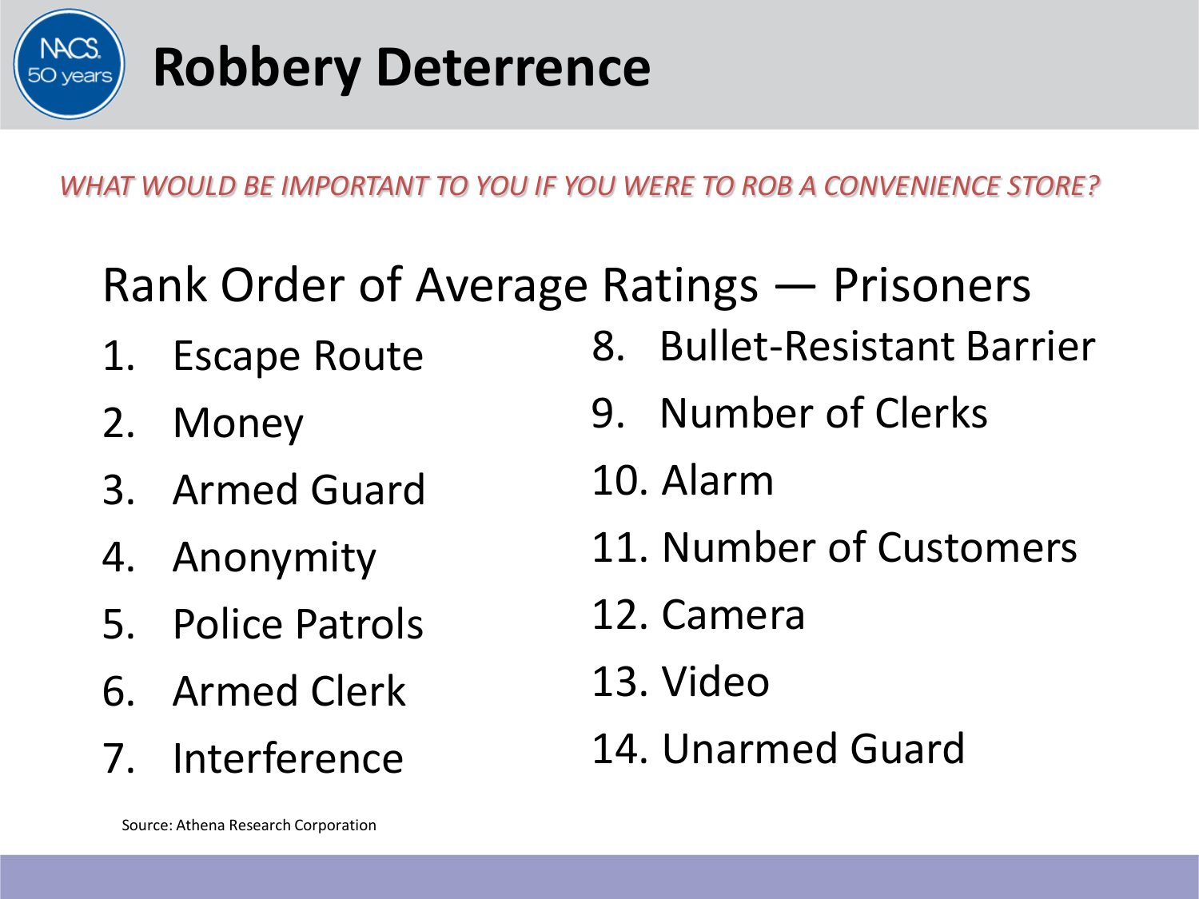# Robbery Deterrence

*WHAT WOULD BE IMPORTANT TO YOU IF YOU WERE TO ROB A CONVENIENCE STORE?*

## Rank Order of Average Ratings — Prisoners

1. Escape Route
2. Money
3. Armed Guard
4. Anonymity
5. Police Patrols
6. Armed Clerk
7. Interference
8. Bullet-Resistant Barrier
9. Number of Clerks
10. Alarm
11. Number of Customers
12. Camera
13. Video
14. Unarmed Guard

Source: Athena Research Corporation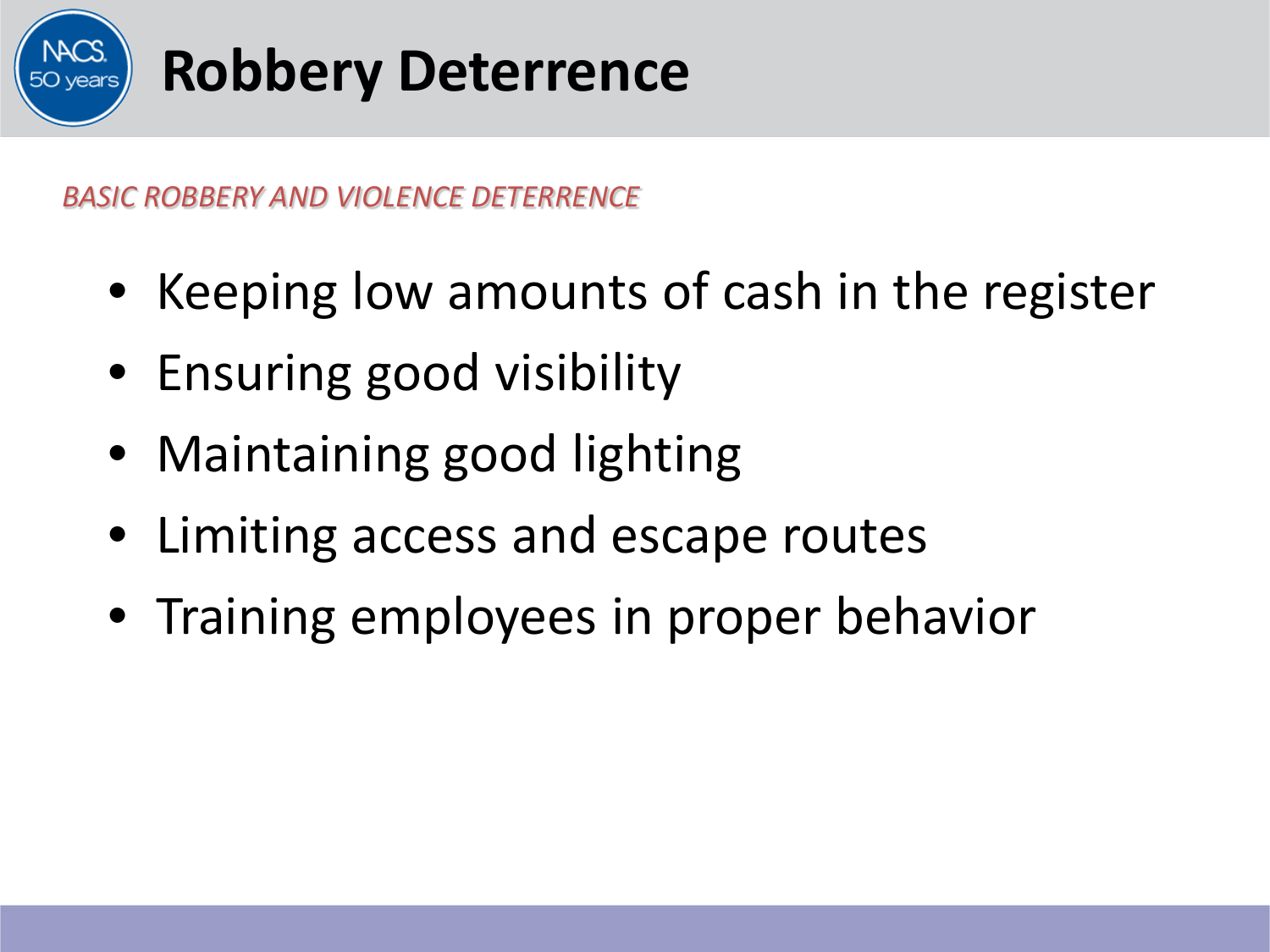# Robbery Deterrence

*BASIC ROBBERY AND VIOLENCE DETERRENCE*

- Keeping low amounts of cash in the register
- Ensuring good visibility
- Maintaining good lighting
- Limiting access and escape routes
- Training employees in proper behavior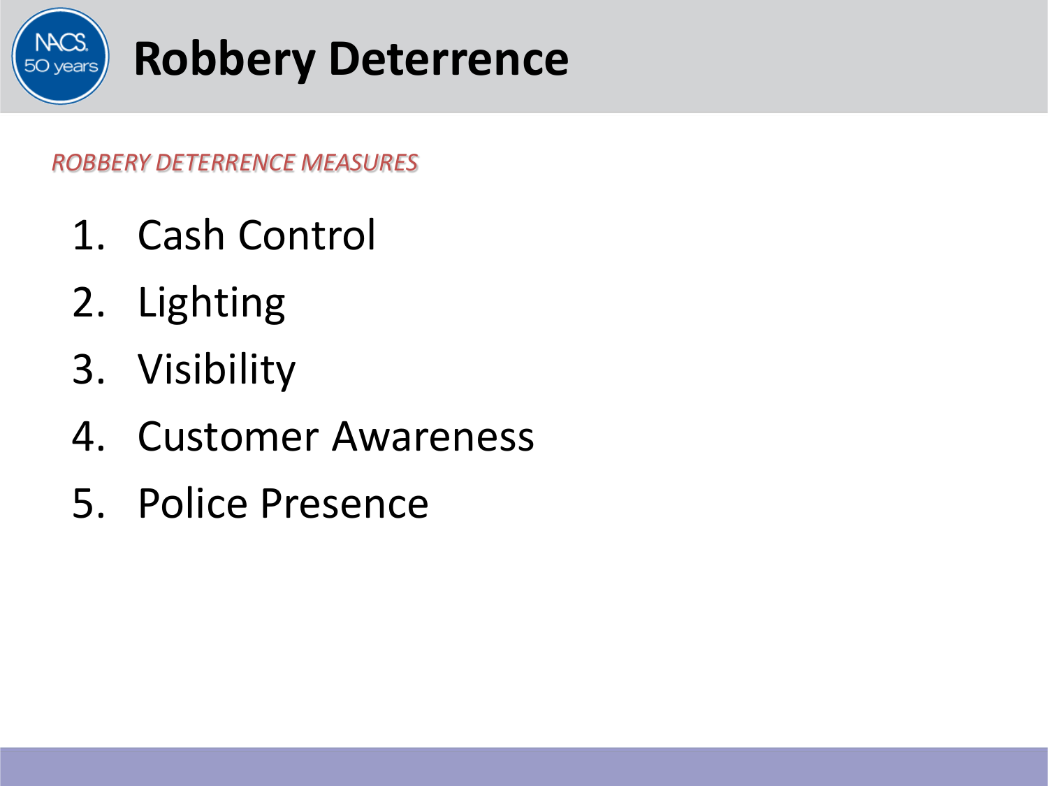# Robbery Deterrence

*ROBBERY DETERRENCE MEASURES*

1. Cash Control
2. Lighting
3. Visibility
4. Customer Awareness
5. Police Presence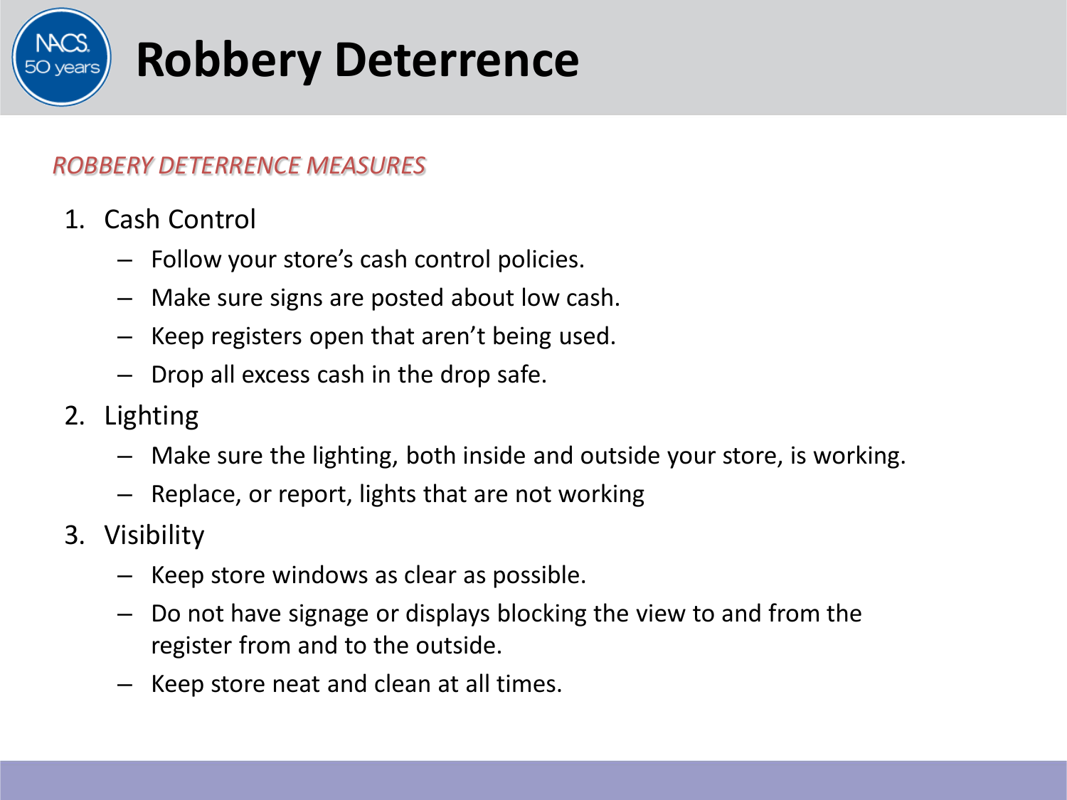# Robbery Deterrence

*ROBBERY DETERRENCE MEASURES*

1. Cash Control
   - Follow your store's cash control policies.
   - Make sure signs are posted about low cash.
   - Keep registers open that aren't being used.
   - Drop all excess cash in the drop safe.
2. Lighting
   - Make sure the lighting, both inside and outside your store, is working.
   - Replace, or report, lights that are not working
3. Visibility
   - Keep store windows as clear as possible.
   - Do not have signage or displays blocking the view to and from the register from and to the outside.
   - Keep store neat and clean at all times.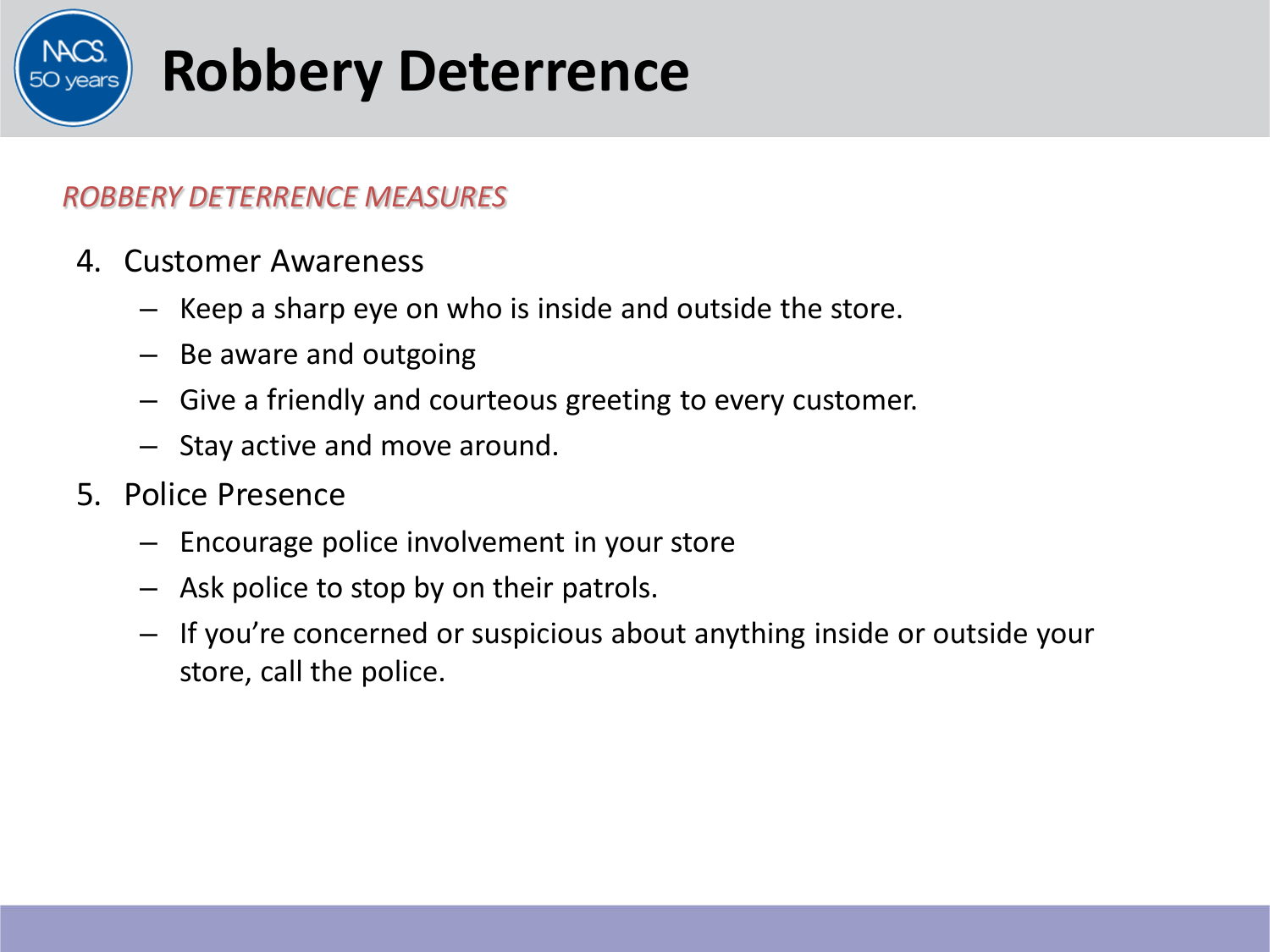# Robbery Deterrence

*ROBBERY DETERRENCE MEASURES*

4. Customer Awareness
   - Keep a sharp eye on who is inside and outside the store.
   - Be aware and outgoing
   - Give a friendly and courteous greeting to every customer.
   - Stay active and move around.
5. Police Presence
   - Encourage police involvement in your store
   - Ask police to stop by on their patrols.
   - If you're concerned or suspicious about anything inside or outside your store, call the police.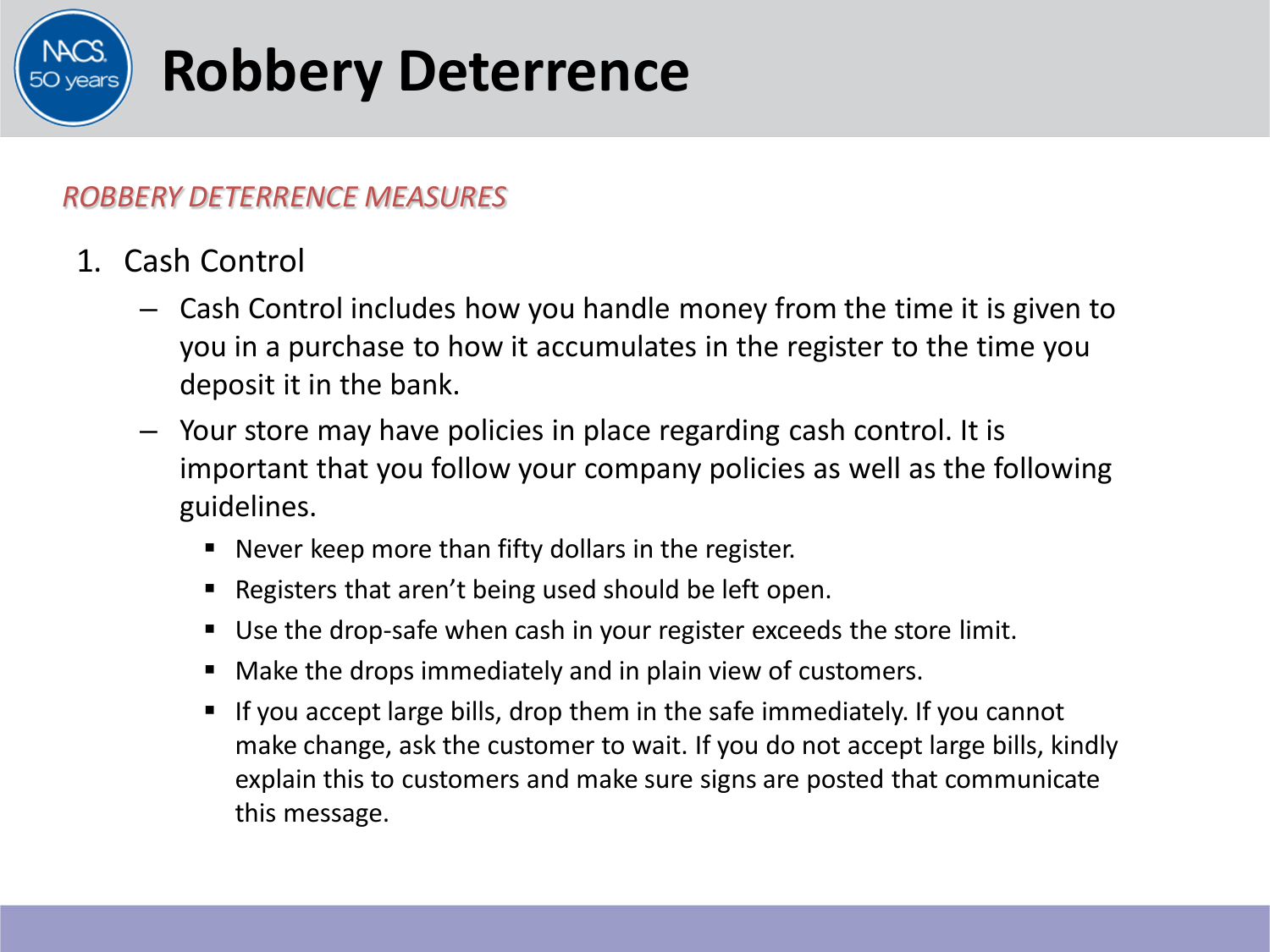# Robbery Deterrence

*ROBBERY DETERRENCE MEASURES*

1. Cash Control
   - Cash Control includes how you handle money from the time it is given to you in a purchase to how it accumulates in the register to the time you deposit it in the bank.
   - Your store may have policies in place regarding cash control. It is important that you follow your company policies as well as the following guidelines.
     - Never keep more than fifty dollars in the register.
     - Registers that aren't being used should be left open.
     - Use the drop-safe when cash in your register exceeds the store limit.
     - Make the drops immediately and in plain view of customers.
     - If you accept large bills, drop them in the safe immediately. If you cannot make change, ask the customer to wait. If you do not accept large bills, kindly explain this to customers and make sure signs are posted that communicate this message.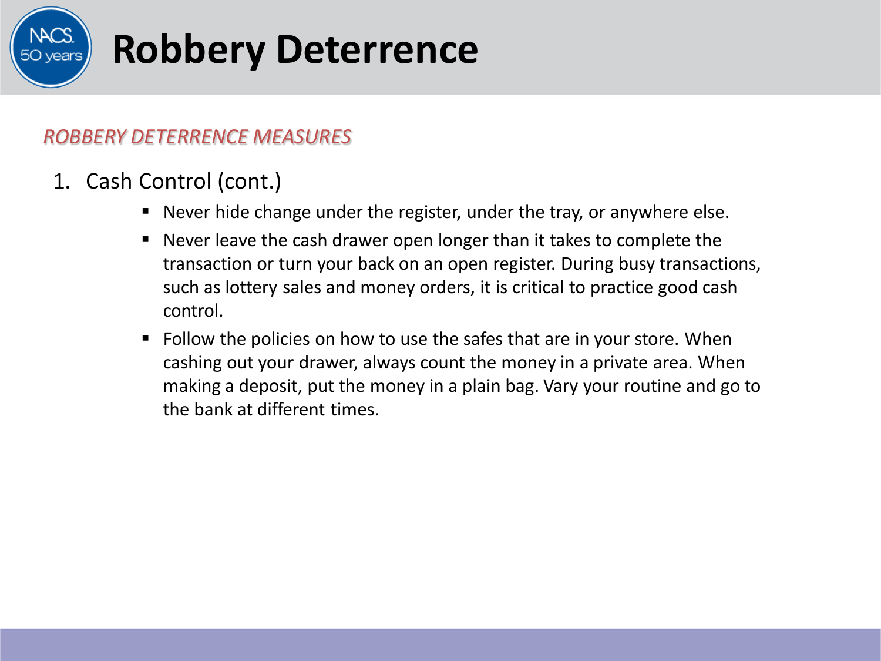# Robbery Deterrence

*ROBBERY DETERRENCE MEASURES*

1. Cash Control (cont.)
   - Never hide change under the register, under the tray, or anywhere else.
   - Never leave the cash drawer open longer than it takes to complete the transaction or turn your back on an open register. During busy transactions, such as lottery sales and money orders, it is critical to practice good cash control.
   - Follow the policies on how to use the safes that are in your store. When cashing out your drawer, always count the money in a private area. When making a deposit, put the money in a plain bag. Vary your routine and go to the bank at different times.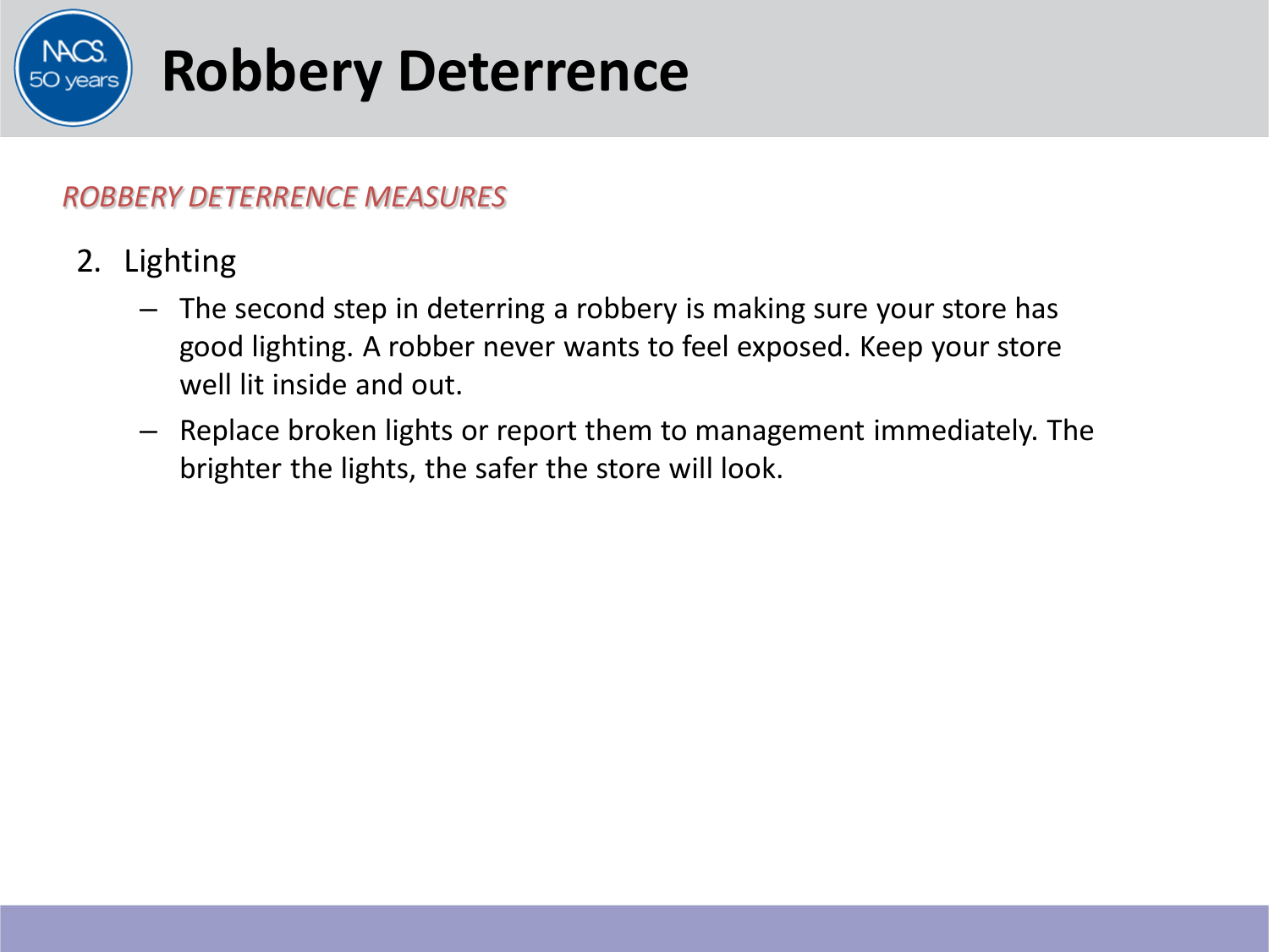# Robbery Deterrence

*ROBBERY DETERRENCE MEASURES*

2. Lighting
   - The second step in deterring a robbery is making sure your store has good lighting. A robber never wants to feel exposed. Keep your store well lit inside and out.
   - Replace broken lights or report them to management immediately. The brighter the lights, the safer the store will look.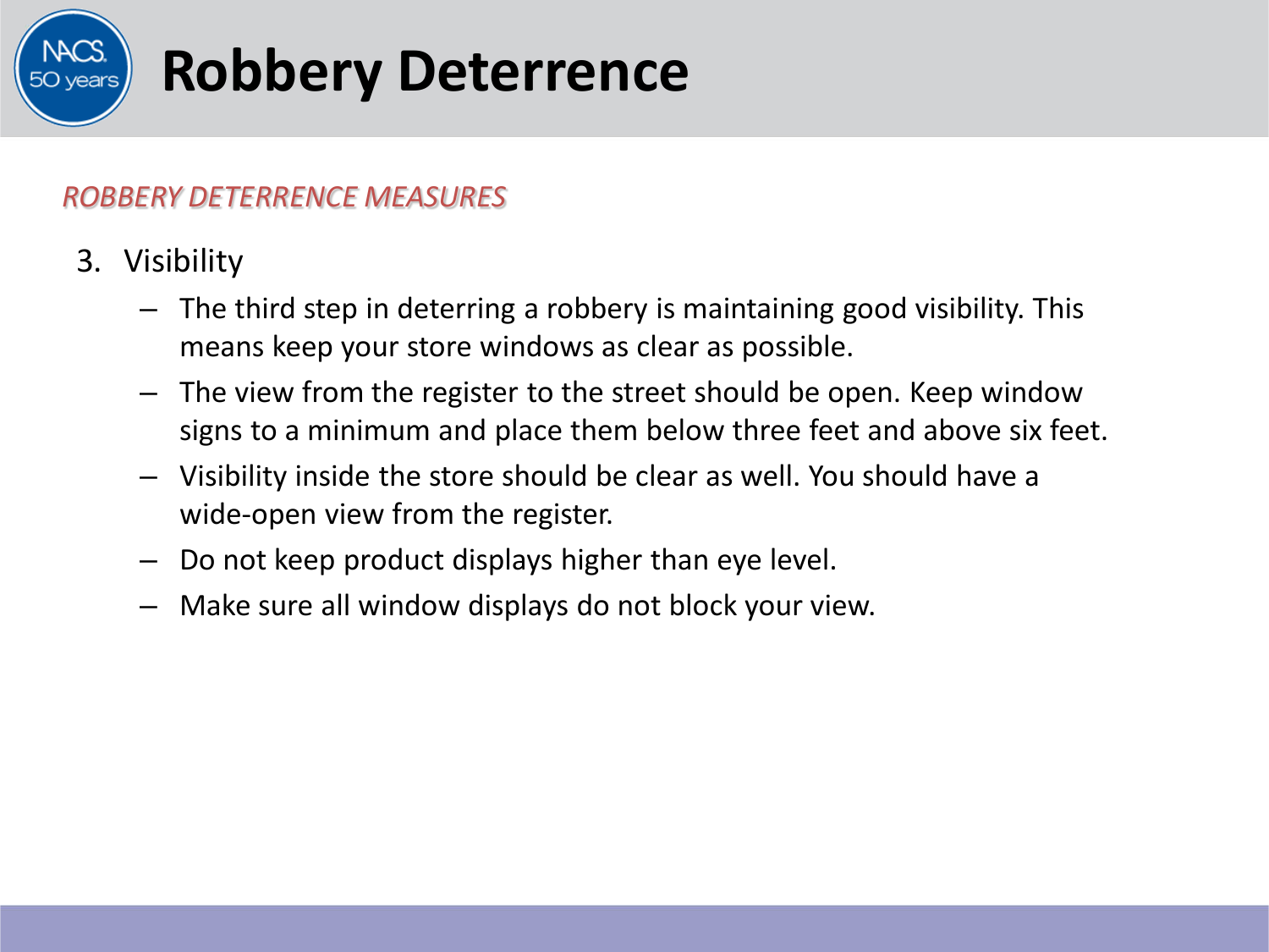# Robbery Deterrence

*ROBBERY DETERRENCE MEASURES*

3. Visibility
   - The third step in deterring a robbery is maintaining good visibility. This means keep your store windows as clear as possible.
   - The view from the register to the street should be open. Keep window signs to a minimum and place them below three feet and above six feet.
   - Visibility inside the store should be clear as well. You should have a wide-open view from the register.
   - Do not keep product displays higher than eye level.
   - Make sure all window displays do not block your view.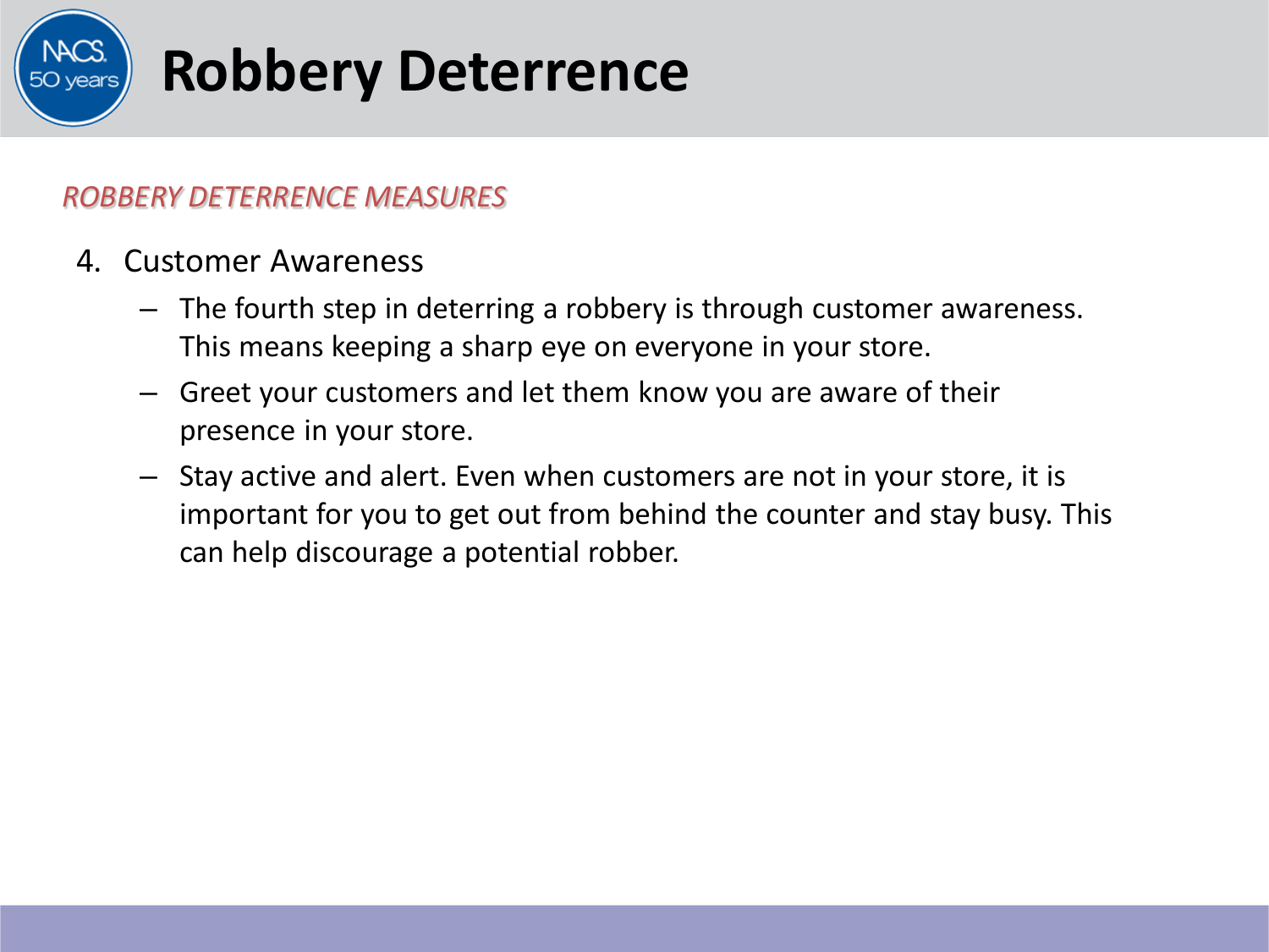# Robbery Deterrence

*ROBBERY DETERRENCE MEASURES*

4. Customer Awareness
   - The fourth step in deterring a robbery is through customer awareness. This means keeping a sharp eye on everyone in your store.
   - Greet your customers and let them know you are aware of their presence in your store.
   - Stay active and alert. Even when customers are not in your store, it is important for you to get out from behind the counter and stay busy. This can help discourage a potential robber.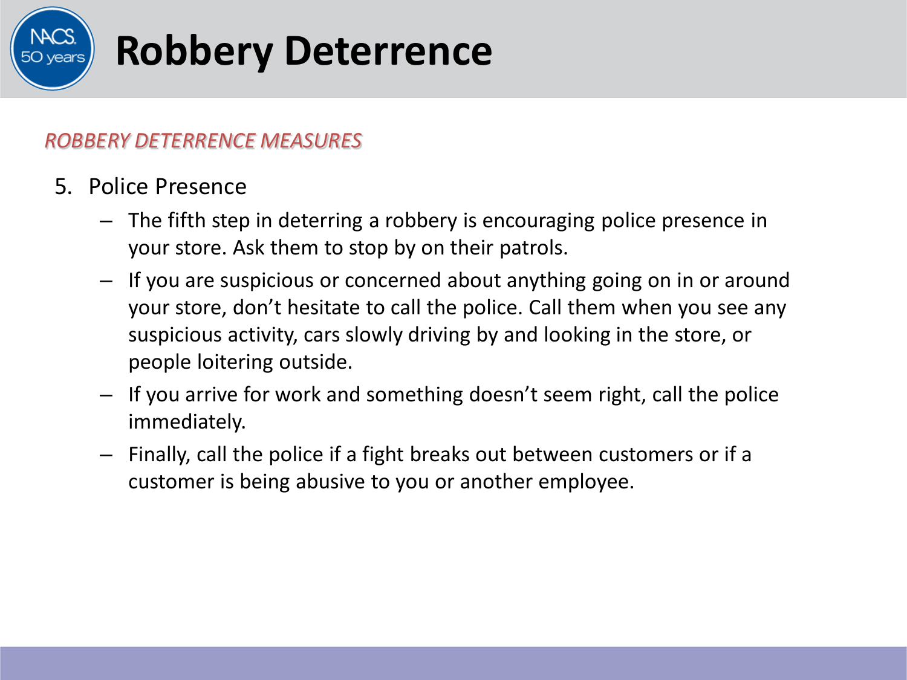# Robbery Deterrence

*ROBBERY DETERRENCE MEASURES*

5. Police Presence
   - The fifth step in deterring a robbery is encouraging police presence in your store. Ask them to stop by on their patrols.
   - If you are suspicious or concerned about anything going on in or around your store, don't hesitate to call the police. Call them when you see any suspicious activity, cars slowly driving by and looking in the store, or people loitering outside.
   - If you arrive for work and something doesn't seem right, call the police immediately.
   - Finally, call the police if a fight breaks out between customers or if a customer is being abusive to you or another employee.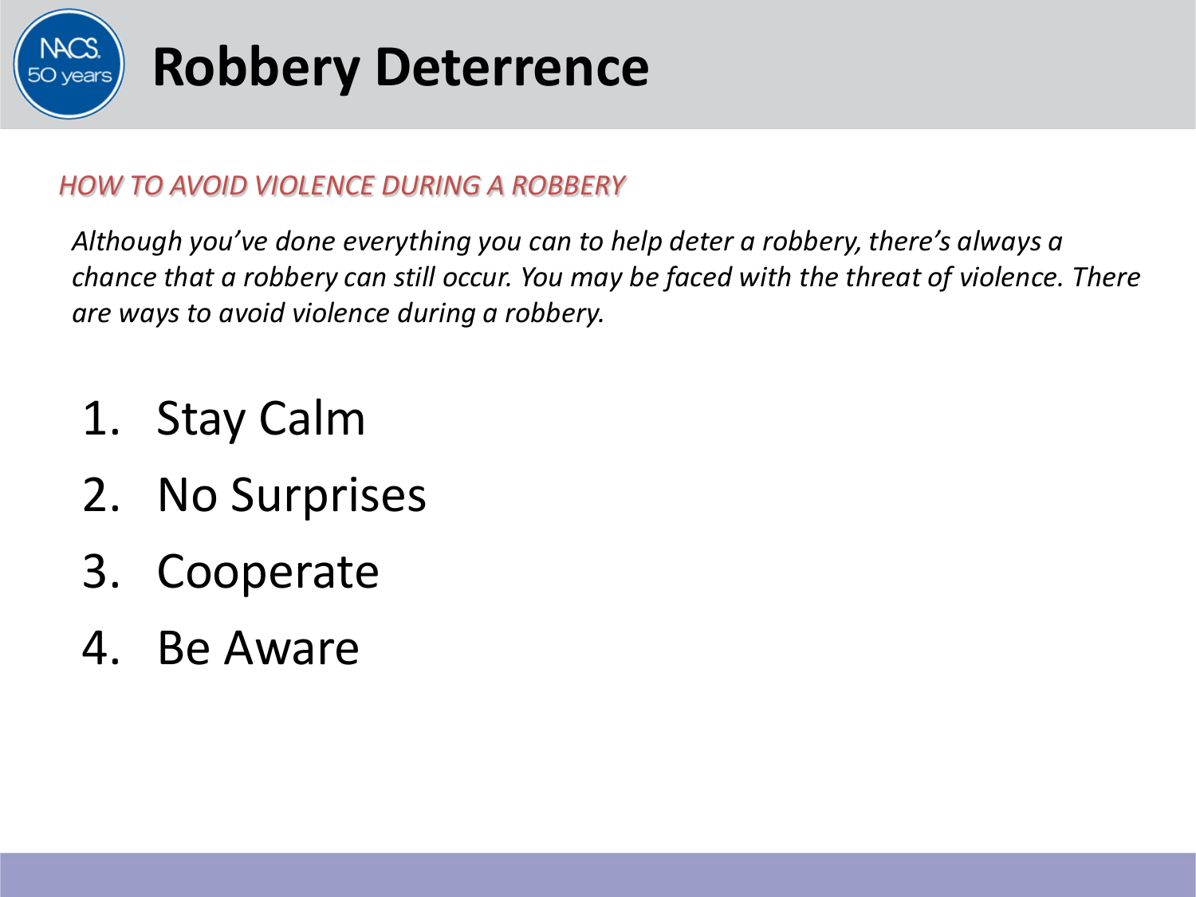# Robbery Deterrence

*HOW TO AVOID VIOLENCE DURING A ROBBERY*

*Although you've done everything you can to help deter a robbery, there's always a chance that a robbery can still occur. You may be faced with the threat of violence. There are ways to avoid violence during a robbery.*

1. Stay Calm
2. No Surprises
3. Cooperate
4. Be Aware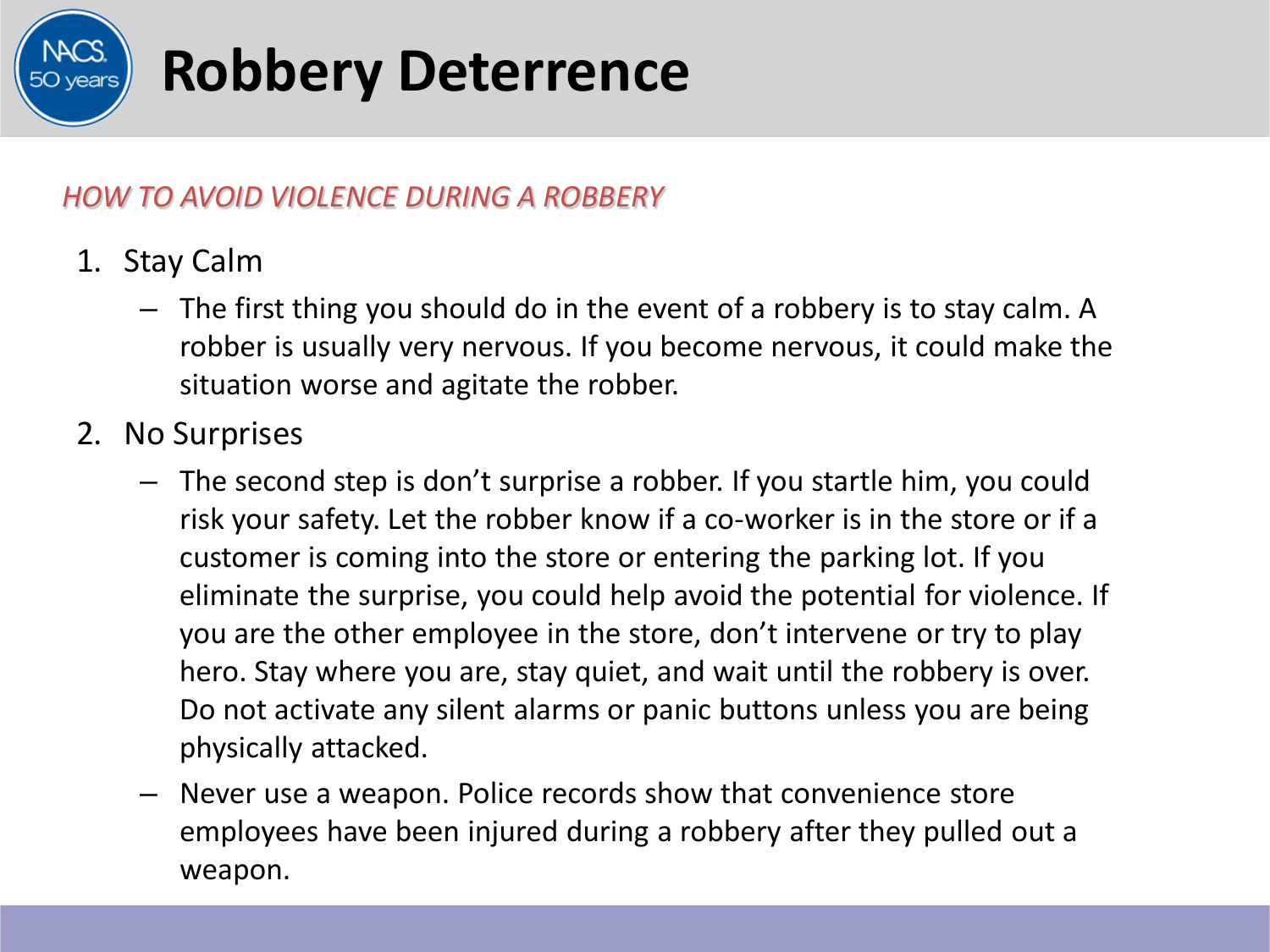# Robbery Deterrence

*HOW TO AVOID VIOLENCE DURING A ROBBERY*

1. Stay Calm
   - The first thing you should do in the event of a robbery is to stay calm. A robber is usually very nervous. If you become nervous, it could make the situation worse and agitate the robber.
2. No Surprises
   - The second step is don't surprise a robber. If you startle him, you could risk your safety. Let the robber know if a co-worker is in the store or if a customer is coming into the store or entering the parking lot. If you eliminate the surprise, you could help avoid the potential for violence. If you are the other employee in the store, don't intervene or try to play hero. Stay where you are, stay quiet, and wait until the robbery is over. Do not activate any silent alarms or panic buttons unless you are being physically attacked.
   - Never use a weapon. Police records show that convenience store employees have been injured during a robbery after they pulled out a weapon.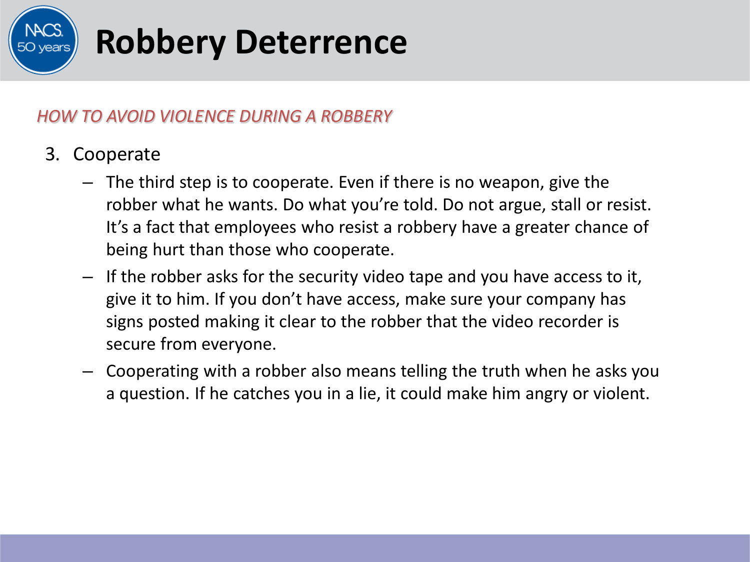# Robbery Deterrence

*HOW TO AVOID VIOLENCE DURING A ROBBERY*

3. Cooperate
   - The third step is to cooperate. Even if there is no weapon, give the robber what he wants. Do what you're told. Do not argue, stall or resist. It's a fact that employees who resist a robbery have a greater chance of being hurt than those who cooperate.
   - If the robber asks for the security video tape and you have access to it, give it to him. If you don't have access, make sure your company has signs posted making it clear to the robber that the video recorder is secure from everyone.
   - Cooperating with a robber also means telling the truth when he asks you a question. If he catches you in a lie, it could make him angry or violent.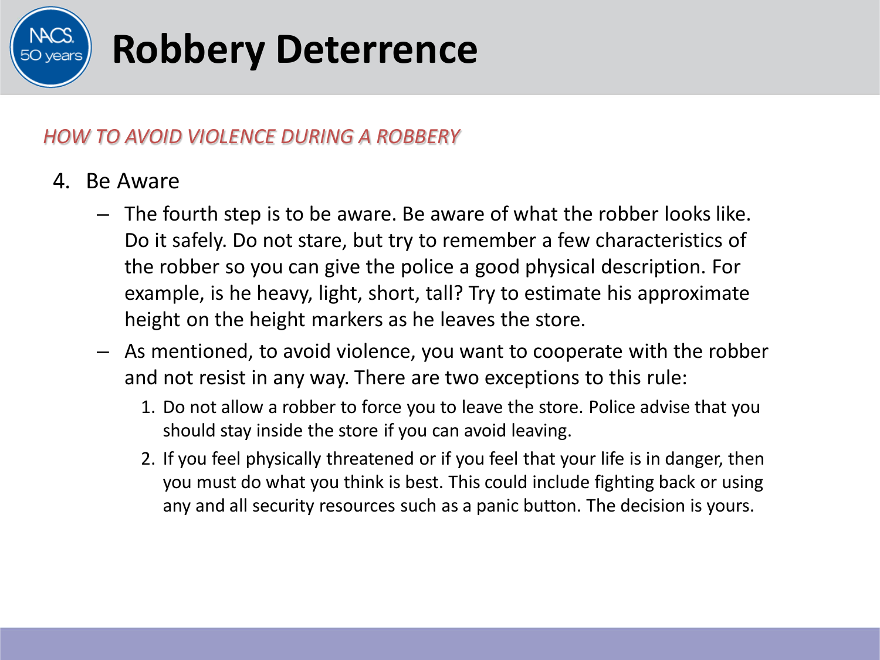# Robbery Deterrence

*HOW TO AVOID VIOLENCE DURING A ROBBERY*

4. Be Aware
   - The fourth step is to be aware. Be aware of what the robber looks like. Do it safely. Do not stare, but try to remember a few characteristics of the robber so you can give the police a good physical description. For example, is he heavy, light, short, tall? Try to estimate his approximate height on the height markers as he leaves the store.
   - As mentioned, to avoid violence, you want to cooperate with the robber and not resist in any way. There are two exceptions to this rule:
     1. Do not allow a robber to force you to leave the store. Police advise that you should stay inside the store if you can avoid leaving.
     2. If you feel physically threatened or if you feel that your life is in danger, then you must do what you think is best. This could include fighting back or using any and all security resources such as a panic button. The decision is yours.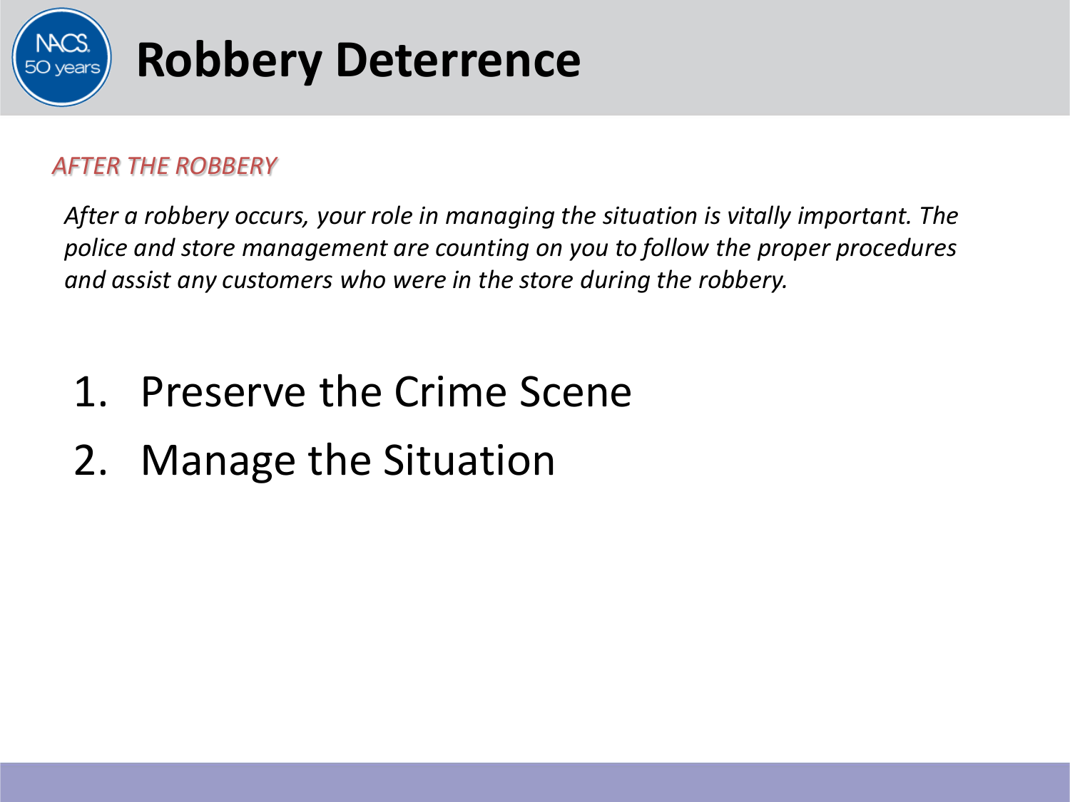# Robbery Deterrence

## *AFTER THE ROBBERY*

*After a robbery occurs, your role in managing the situation is vitally important. The police and store management are counting on you to follow the proper procedures and assist any customers who were in the store during the robbery.*

1. Preserve the Crime Scene
2. Manage the Situation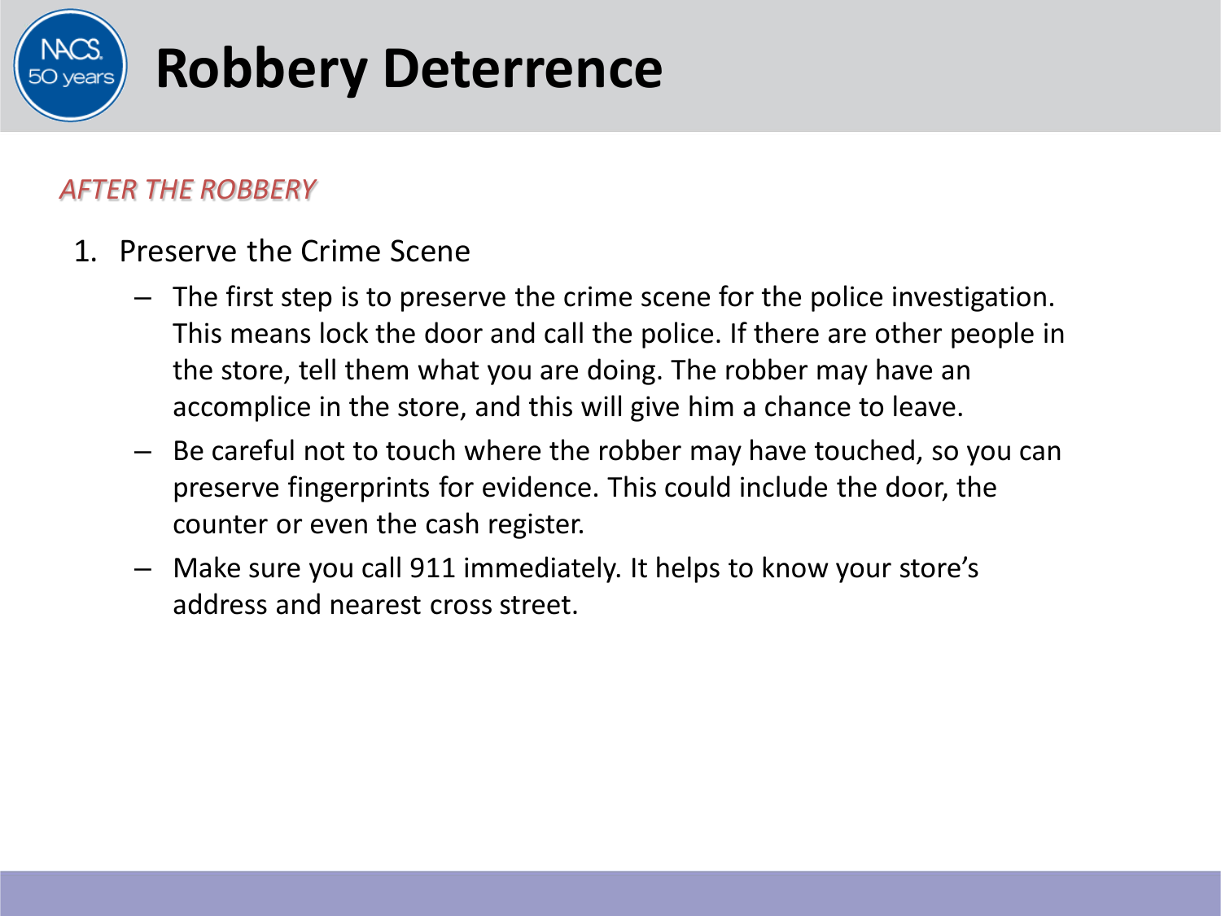# Robbery Deterrence

*AFTER THE ROBBERY*

1. Preserve the Crime Scene
   - The first step is to preserve the crime scene for the police investigation. This means lock the door and call the police. If there are other people in the store, tell them what you are doing. The robber may have an accomplice in the store, and this will give him a chance to leave.
   - Be careful not to touch where the robber may have touched, so you can preserve fingerprints for evidence. This could include the door, the counter or even the cash register.
   - Make sure you call 911 immediately. It helps to know your store's address and nearest cross street.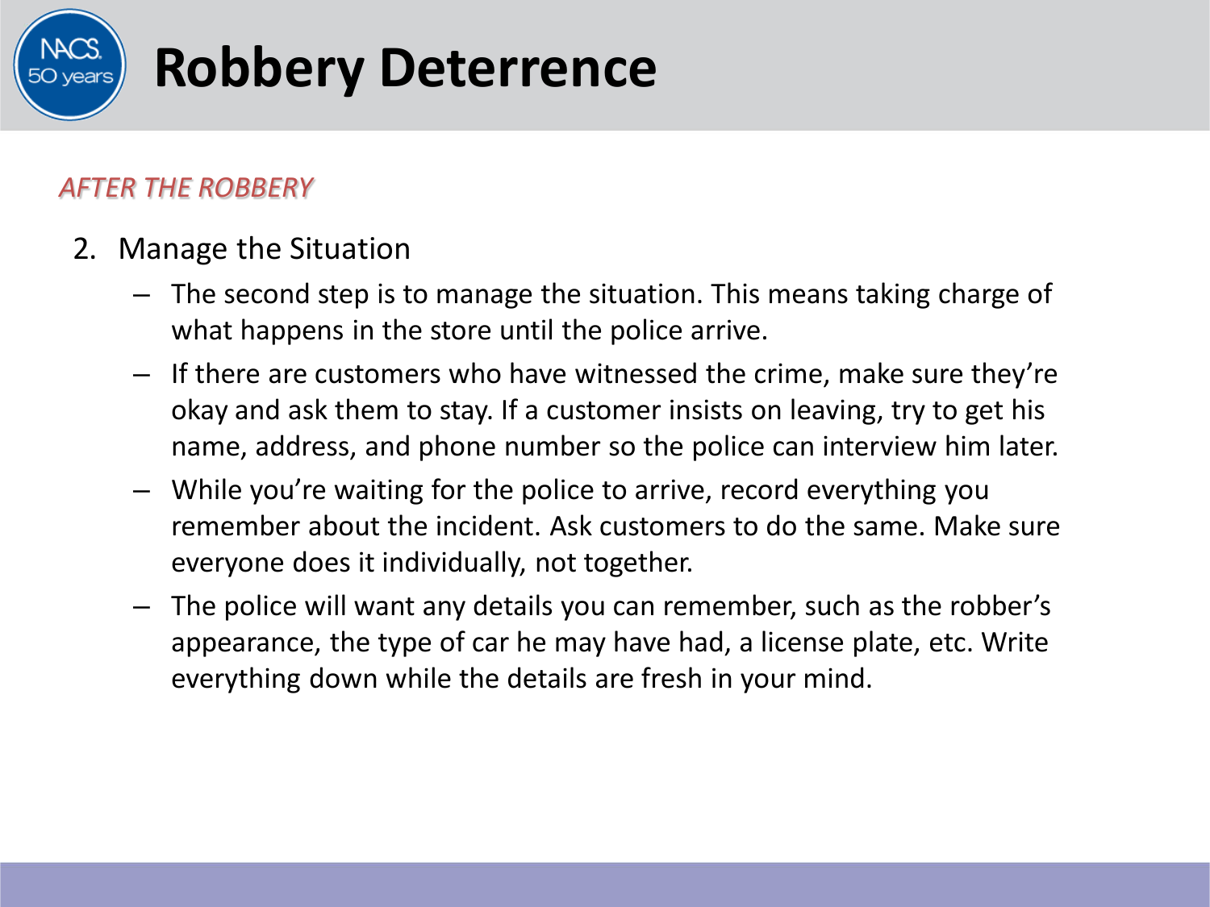# Robbery Deterrence

*AFTER THE ROBBERY*

2. Manage the Situation
   - The second step is to manage the situation. This means taking charge of what happens in the store until the police arrive.
   - If there are customers who have witnessed the crime, make sure they're okay and ask them to stay. If a customer insists on leaving, try to get his name, address, and phone number so the police can interview him later.
   - While you're waiting for the police to arrive, record everything you remember about the incident. Ask customers to do the same. Make sure everyone does it individually, not together.
   - The police will want any details you can remember, such as the robber's appearance, the type of car he may have had, a license plate, etc. Write everything down while the details are fresh in your mind.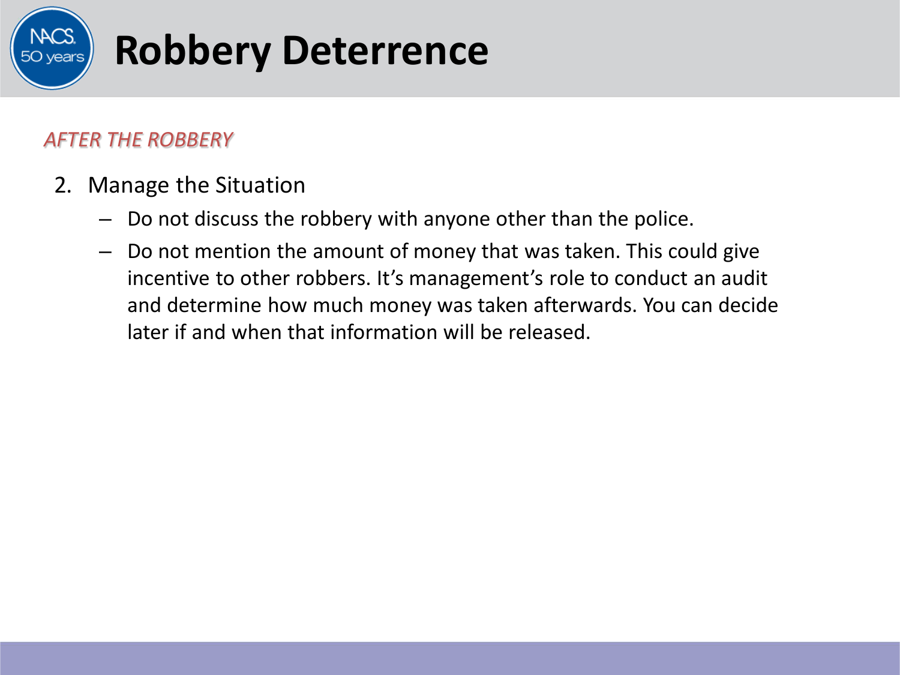# Robbery Deterrence

*AFTER THE ROBBERY*

2. Manage the Situation
   - Do not discuss the robbery with anyone other than the police.
   - Do not mention the amount of money that was taken. This could give incentive to other robbers. It's management's role to conduct an audit and determine how much money was taken afterwards. You can decide later if and when that information will be released.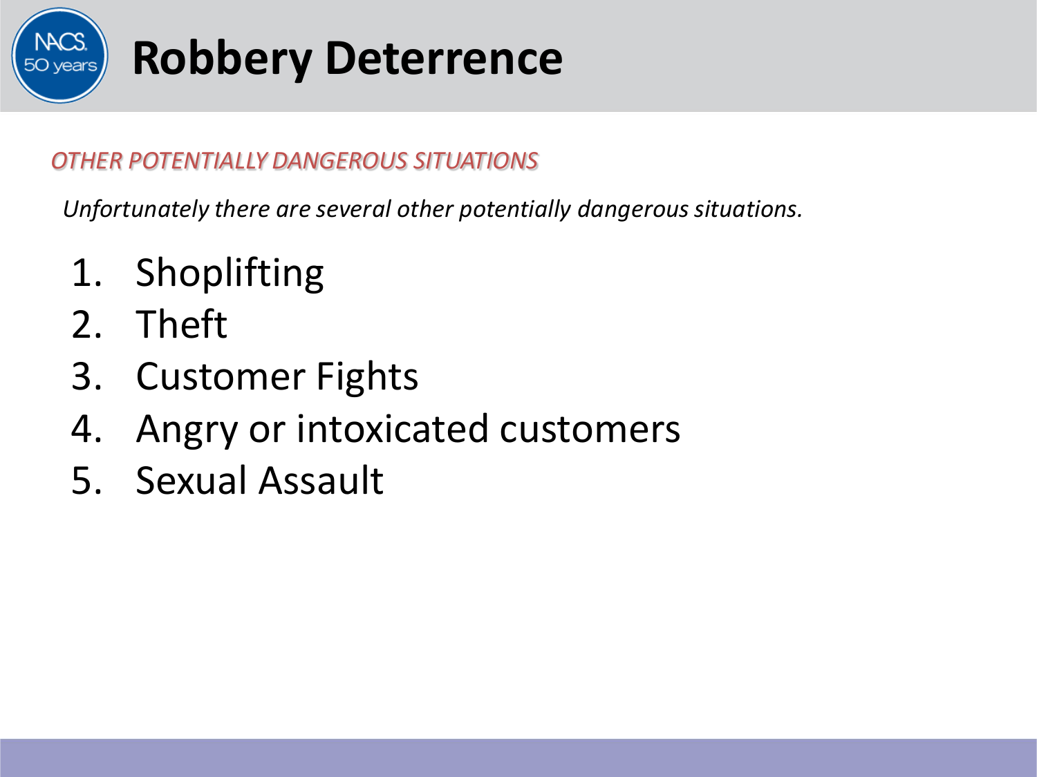# Robbery Deterrence

*OTHER POTENTIALLY DANGEROUS SITUATIONS*

*Unfortunately there are several other potentially dangerous situations.*

1. Shoplifting
2. Theft
3. Customer Fights
4. Angry or intoxicated customers
5. Sexual Assault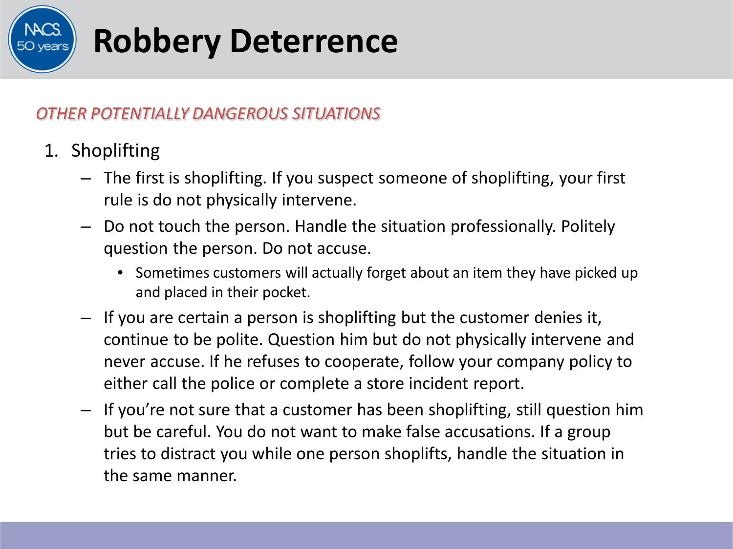# Robbery Deterrence

*OTHER POTENTIALLY DANGEROUS SITUATIONS*

1. Shoplifting
   - The first is shoplifting. If you suspect someone of shoplifting, your first rule is do not physically intervene.
   - Do not touch the person. Handle the situation professionally. Politely question the person. Do not accuse.
     - Sometimes customers will actually forget about an item they have picked up and placed in their pocket.
   - If you are certain a person is shoplifting but the customer denies it, continue to be polite. Question him but do not physically intervene and never accuse. If he refuses to cooperate, follow your company policy to either call the police or complete a store incident report.
   - If you're not sure that a customer has been shoplifting, still question him but be careful. You do not want to make false accusations. If a group tries to distract you while one person shoplifts, handle the situation in the same manner.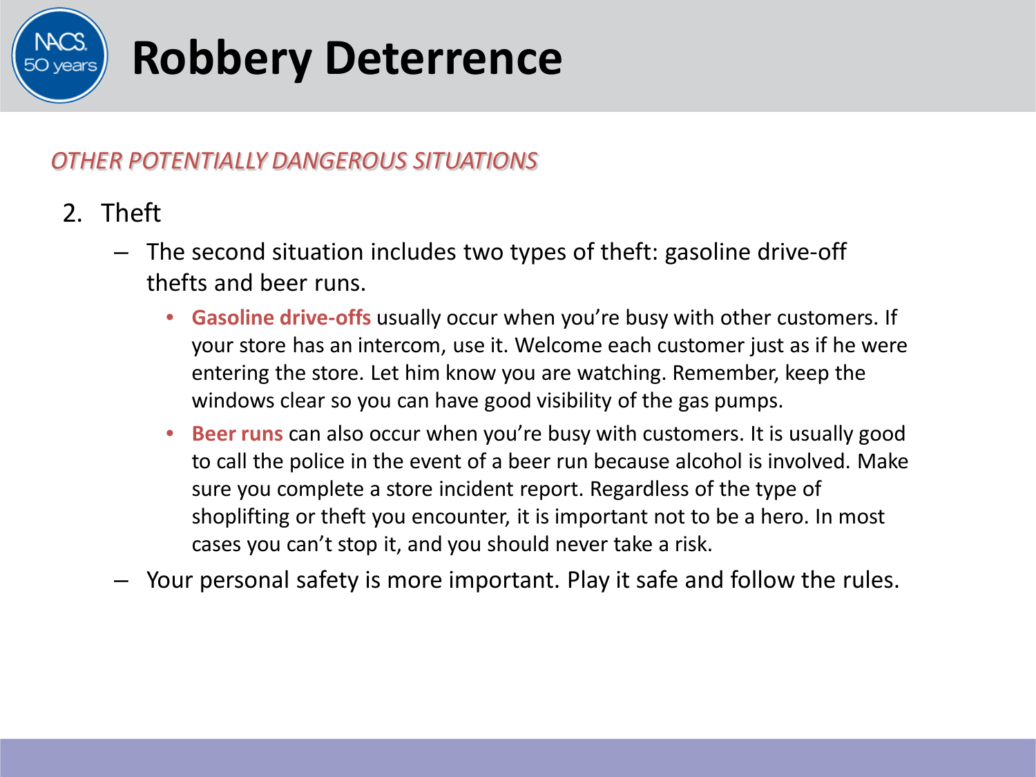# Robbery Deterrence

*OTHER POTENTIALLY DANGEROUS SITUATIONS*

2. Theft
   - The second situation includes two types of theft: gasoline drive-off thefts and beer runs.
     - **Gasoline drive-offs** usually occur when you're busy with other customers. If your store has an intercom, use it. Welcome each customer just as if he were entering the store. Let him know you are watching. Remember, keep the windows clear so you can have good visibility of the gas pumps.
     - **Beer runs** can also occur when you're busy with customers. It is usually good to call the police in the event of a beer run because alcohol is involved. Make sure you complete a store incident report. Regardless of the type of shoplifting or theft you encounter, it is important not to be a hero. In most cases you can't stop it, and you should never take a risk.
   - Your personal safety is more important. Play it safe and follow the rules.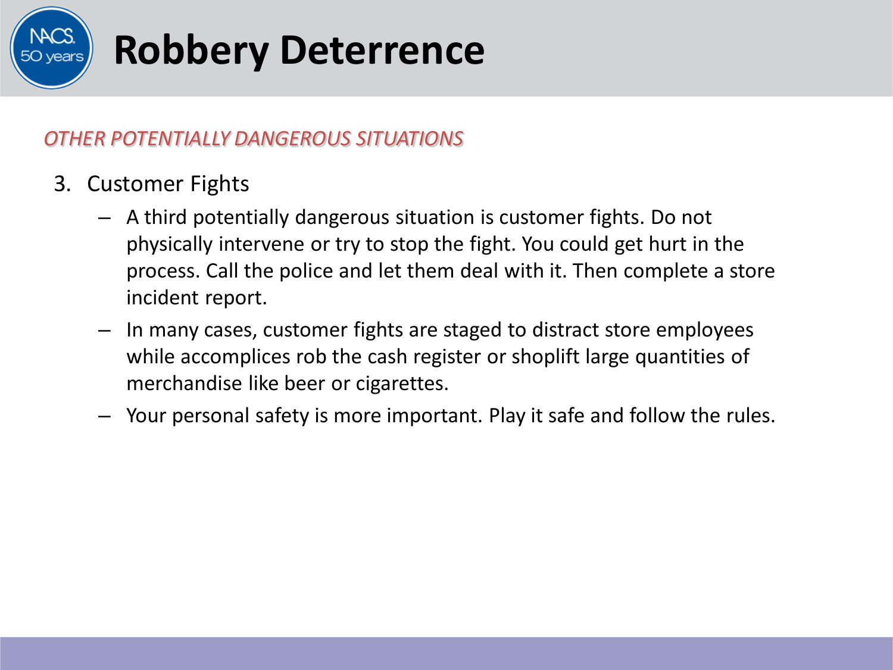# Robbery Deterrence

*OTHER POTENTIALLY DANGEROUS SITUATIONS*

3. Customer Fights
   - A third potentially dangerous situation is customer fights. Do not physically intervene or try to stop the fight. You could get hurt in the process. Call the police and let them deal with it. Then complete a store incident report.
   - In many cases, customer fights are staged to distract store employees while accomplices rob the cash register or shoplift large quantities of merchandise like beer or cigarettes.
   - Your personal safety is more important. Play it safe and follow the rules.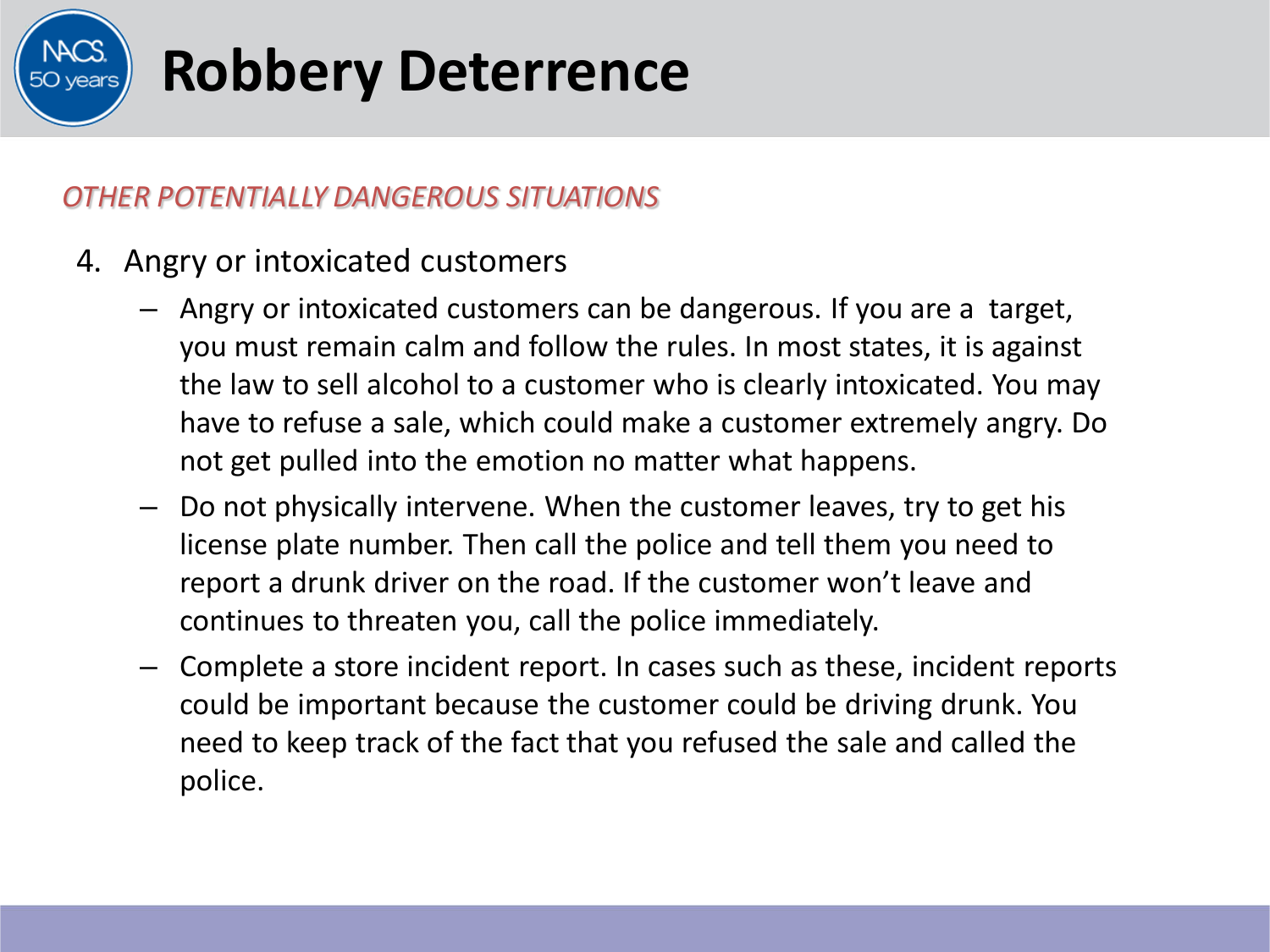# Robbery Deterrence

*OTHER POTENTIALLY DANGEROUS SITUATIONS*

4. Angry or intoxicated customers
   - Angry or intoxicated customers can be dangerous. If you are a target, you must remain calm and follow the rules. In most states, it is against the law to sell alcohol to a customer who is clearly intoxicated. You may have to refuse a sale, which could make a customer extremely angry. Do not get pulled into the emotion no matter what happens.
   - Do not physically intervene. When the customer leaves, try to get his license plate number. Then call the police and tell them you need to report a drunk driver on the road. If the customer won't leave and continues to threaten you, call the police immediately.
   - Complete a store incident report. In cases such as these, incident reports could be important because the customer could be driving drunk. You need to keep track of the fact that you refused the sale and called the police.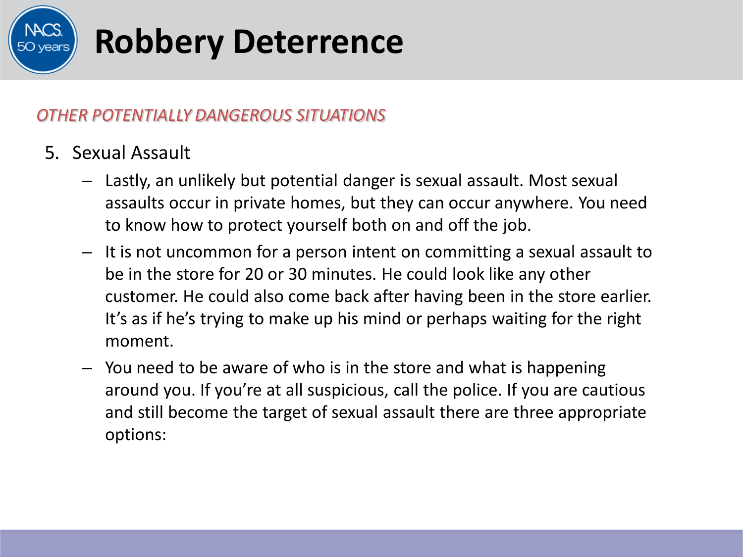# Robbery Deterrence

*OTHER POTENTIALLY DANGEROUS SITUATIONS*

5. Sexual Assault
   - Lastly, an unlikely but potential danger is sexual assault. Most sexual assaults occur in private homes, but they can occur anywhere. You need to know how to protect yourself both on and off the job.
   - It is not uncommon for a person intent on committing a sexual assault to be in the store for 20 or 30 minutes. He could look like any other customer. He could also come back after having been in the store earlier. It's as if he's trying to make up his mind or perhaps waiting for the right moment.
   - You need to be aware of who is in the store and what is happening around you. If you're at all suspicious, call the police. If you are cautious and still become the target of sexual assault there are three appropriate options: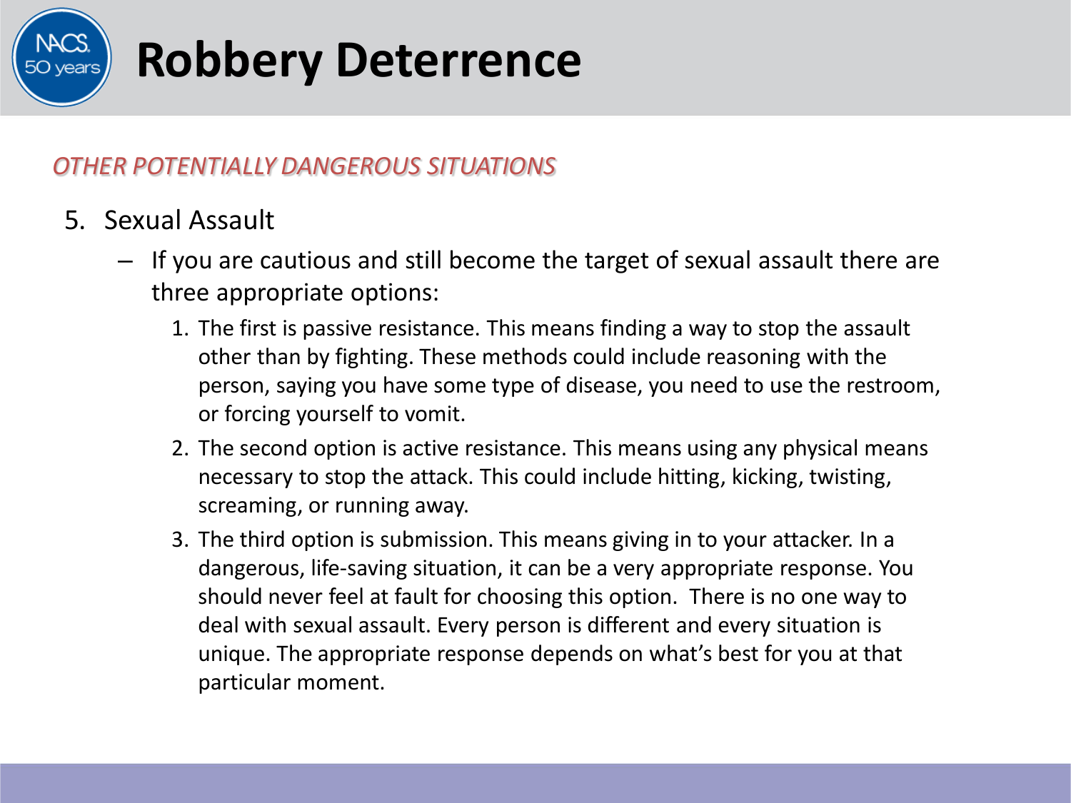# Robbery Deterrence

*OTHER POTENTIALLY DANGEROUS SITUATIONS*

5. Sexual Assault
   - If you are cautious and still become the target of sexual assault there are three appropriate options:
     1. The first is passive resistance. This means finding a way to stop the assault other than by fighting. These methods could include reasoning with the person, saying you have some type of disease, you need to use the restroom, or forcing yourself to vomit.
     2. The second option is active resistance. This means using any physical means necessary to stop the attack. This could include hitting, kicking, twisting, screaming, or running away.
     3. The third option is submission. This means giving in to your attacker. In a dangerous, life-saving situation, it can be a very appropriate response. You should never feel at fault for choosing this option. There is no one way to deal with sexual assault. Every person is different and every situation is unique. The appropriate response depends on what's best for you at that particular moment.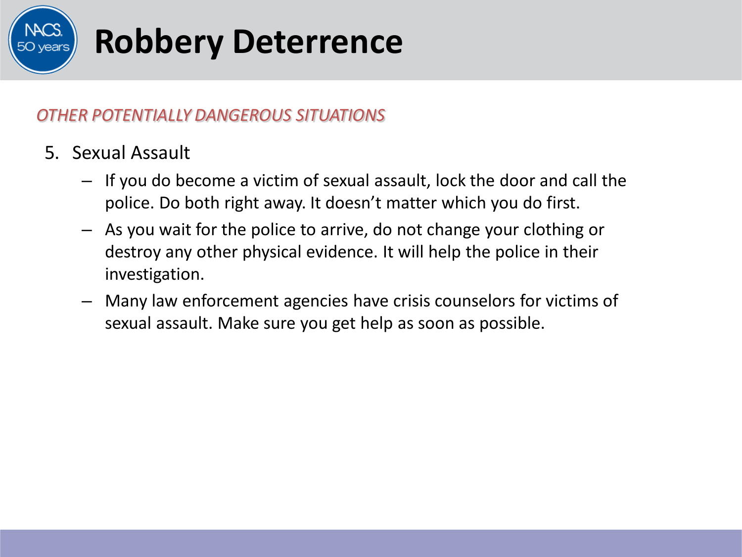# Robbery Deterrence

*OTHER POTENTIALLY DANGEROUS SITUATIONS*

5. Sexual Assault
   - If you do become a victim of sexual assault, lock the door and call the police. Do both right away. It doesn't matter which you do first.
   - As you wait for the police to arrive, do not change your clothing or destroy any other physical evidence. It will help the police in their investigation.
   - Many law enforcement agencies have crisis counselors for victims of sexual assault. Make sure you get help as soon as possible.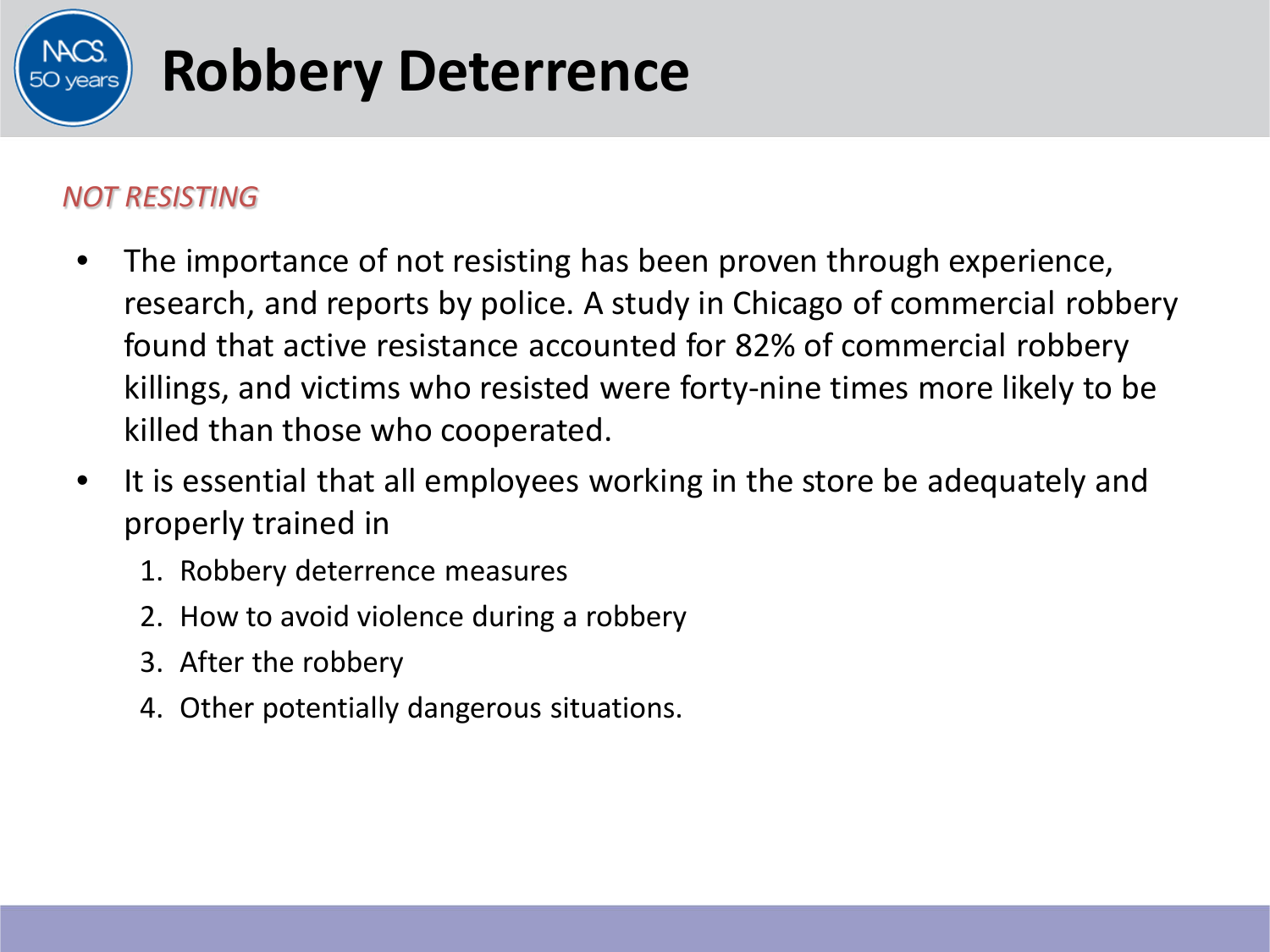# Robbery Deterrence

*NOT RESISTING*

- The importance of not resisting has been proven through experience, research, and reports by police. A study in Chicago of commercial robbery found that active resistance accounted for 82% of commercial robbery killings, and victims who resisted were forty-nine times more likely to be killed than those who cooperated.
- It is essential that all employees working in the store be adequately and properly trained in
  1. Robbery deterrence measures
  2. How to avoid violence during a robbery
  3. After the robbery
  4. Other potentially dangerous situations.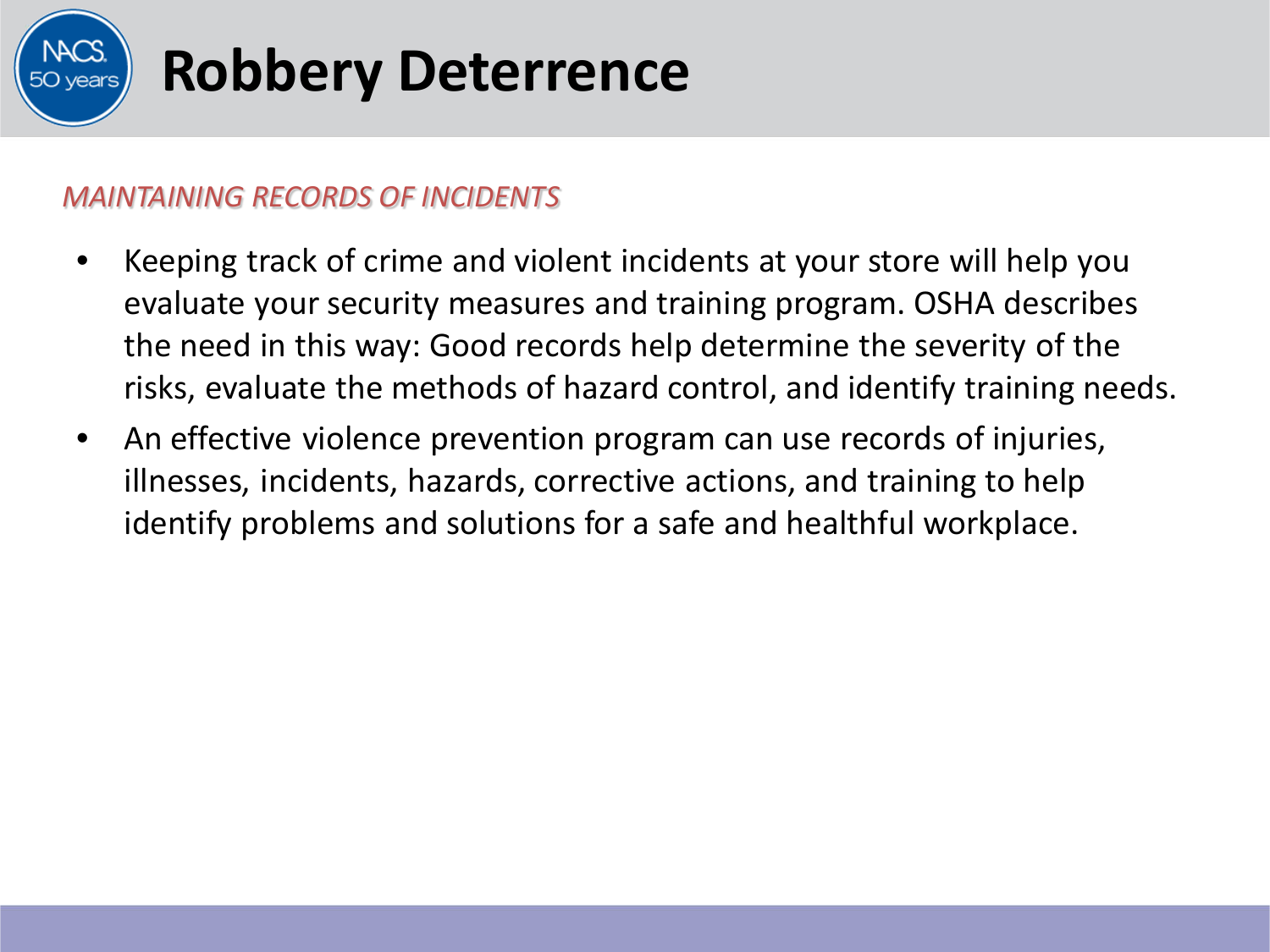# Robbery Deterrence

*MAINTAINING RECORDS OF INCIDENTS*

- Keeping track of crime and violent incidents at your store will help you evaluate your security measures and training program. OSHA describes the need in this way: Good records help determine the severity of the risks, evaluate the methods of hazard control, and identify training needs.
- An effective violence prevention program can use records of injuries, illnesses, incidents, hazards, corrective actions, and training to help identify problems and solutions for a safe and healthful workplace.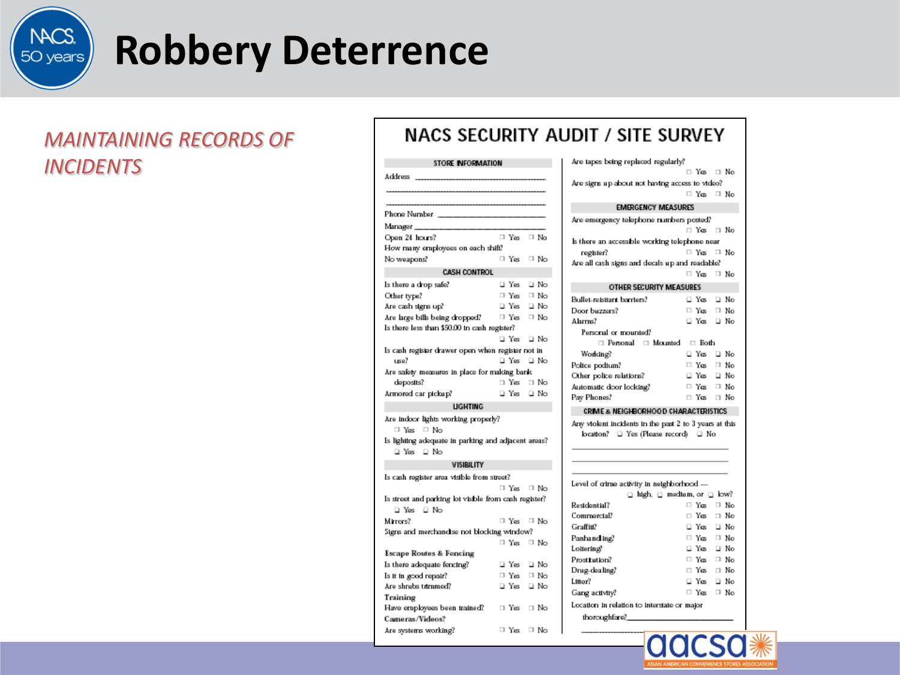# Robbery Deterrence

*MAINTAINING RECORDS OF INCIDENTS*

## NACS SECURITY AUDIT / SITE SURVEY

### STORE INFORMATION

Address ______________________________

______________________________

______________________________

Phone Number ______________________________

Manager ______________________________

Open 24 hours? ☐ Yes ☐ No

How many employees on each shift?

No weapons? ☐ Yes ☐ No

### CASH CONTROL

Is there a drop safe? ☐ Yes ☐ No

Other type? ☐ Yes ☐ No

Are cash signs up? ☐ Yes ☐ No

Are large bills being dropped? ☐ Yes ☐ No

Is there less than $50.00 in cash register? ☐ Yes ☐ No

Is cash register drawer open when register not in use? ☐ Yes ☐ No

Are safety measures in place for making bank deposits? ☐ Yes ☐ No

Armored car pickup? ☐ Yes ☐ No

### LIGHTING

Are indoor lights working properly? ☐ Yes ☐ No

Is lighting adequate in parking and adjacent areas? ☐ Yes ☐ No

### VISIBILITY

Is cash register area visible from street? ☐ Yes ☐ No

Is street and parking lot visible from cash register? ☐ Yes ☐ No

Mirrors? ☐ Yes ☐ No

Signs and merchandise not blocking window? ☐ Yes ☐ No

**Escape Routes & Fencing**

Is there adequate fencing? ☐ Yes ☐ No

Is it in good repair? ☐ Yes ☐ No

Are shrubs trimmed? ☐ Yes ☐ No

**Training**

Have employees been trained? ☐ Yes ☐ No

**Cameras/Videos?**

Are systems working? ☐ Yes ☐ No

Are tapes being replaced regularly? ☐ Yes ☐ No

Are signs up about not having access to video? ☐ Yes ☐ No

### EMERGENCY MEASURES

Are emergency telephone numbers posted? ☐ Yes ☐ No

Is there an accessible working telephone near register? ☐ Yes ☐ No

Are all cash signs and decals up and readable? ☐ Yes ☐ No

### OTHER SECURITY MEASURES

Bullet-resistant barriers? ☐ Yes ☐ No

Door buzzers? ☐ Yes ☐ No

Alarms? ☐ Yes ☐ No

Personal or mounted? ☐ Personal ☐ Mounted ☐ Both

Working? ☐ Yes ☐ No

Police podium? ☐ Yes ☐ No

Other police relations? ☐ Yes ☐ No

Automatic door locking? ☐ Yes ☐ No

Pay Phones? ☐ Yes ☐ No

### CRIME & NEIGHBORHOOD CHARACTERISTICS

Any violent incidents in the past 2 to 3 years at this location? ☐ Yes (Please record) ☐ No

______________________________

______________________________

______________________________

Level of crime activity in neighborhood — ☐ high, ☐ medium, or ☐ low?

Residential? ☐ Yes ☐ No

Commercial? ☐ Yes ☐ No

Graffiti? ☐ Yes ☐ No

Panhandling? ☐ Yes ☐ No

Loitering? ☐ Yes ☐ No

Prostitution? ☐ Yes ☐ No

Drug-dealing? ☐ Yes ☐ No

Litter? ☐ Yes ☐ No

Gang activity? ☐ Yes ☐ No

Location in relation to interstate or major thoroughfare? ______________________________

______________________________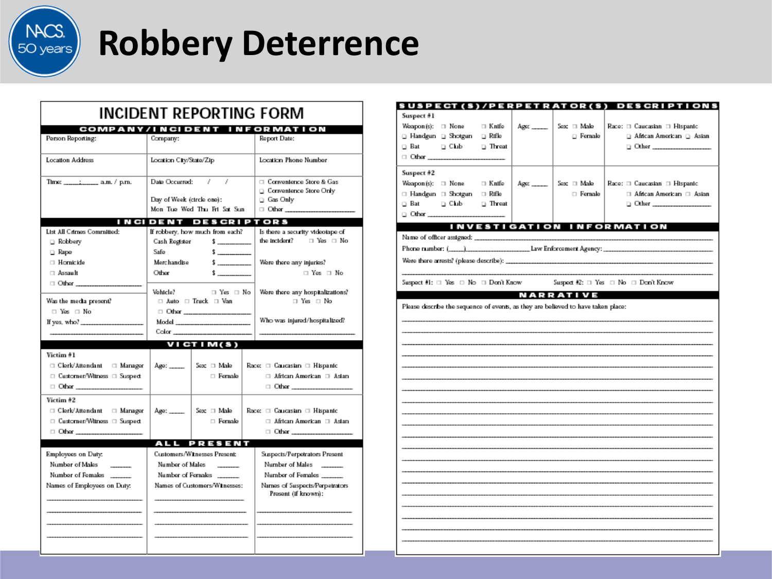# Robbery Deterrence

## INCIDENT REPORTING FORM

### COMPANY/INCIDENT INFORMATION

| Person Reporting: | Company: | Report Date: |
|---|---|---|
| Location Address | Location City/State/Zip | Location Phone Number |
| Time: ____:____ a.m. / p.m. | Date Occurred: / / <br> Day of Week (circle one): <br> Mon Tue Wed Thu Fri Sat Sun | ☐ Convenience Store & Gas <br> ☐ Convenience Store Only <br> ☐ Gas Only <br> ☐ Other ____________ |

### INCIDENT DESCRIPTORS

| List All Crimes Committed: <br> ☐ Robbery <br> ☐ Rape <br> ☐ Homicide <br> ☐ Assault <br> ☐ Other ____________ | If robbery, how much from each? <br> Cash Register $ ________ <br> Safe $ ________ <br> Merchandise $ ________ <br> Other $ ________ | Is there a security videotape of the incident? ☐ Yes ☐ No <br> Were there any injuries? ☐ Yes ☐ No |
|---|---|---|
| Was the media present? <br> ☐ Yes ☐ No <br> If yes, who? ____________ | Vehicle? ☐ Yes ☐ No <br> ☐ Auto ☐ Truck ☐ Van <br> ☐ Other ____________ <br> Model ____________ <br> Color ____________ | Were there any hospitalizations? ☐ Yes ☐ No <br> Who was injured/hospitalized? ____________ |

### VICTIM(S)

| Victim | Age | Sex | Race |
|---|---|---|---|
| Victim #1 <br> ☐ Clerk/Attendant ☐ Manager <br> ☐ Customer/Witness ☐ Suspect <br> ☐ Other ____________ | Age: ____ | Sex: ☐ Male ☐ Female | Race: ☐ Caucasian ☐ Hispanic <br> ☐ African American ☐ Asian <br> ☐ Other ____________ |
| Victim #2 <br> ☐ Clerk/Attendant ☐ Manager <br> ☐ Customer/Witness ☐ Suspect <br> ☐ Other ____________ | Age: ____ | Sex: ☐ Male ☐ Female | Race: ☐ Caucasian ☐ Hispanic <br> ☐ African American ☐ Asian <br> ☐ Other ____________ |

### ALL PRESENT

| Employees on Duty: | Customers/Witnesses Present: | Suspects/Perpetrators Present |
|---|---|---|
| Number of Males ______ <br> Number of Females ______ <br> Names of Employees on Duty: | Number of Males ______ <br> Number of Females ______ <br> Names of Customers/Witnesses: | Number of Males ______ <br> Number of Females ______ <br> Names of Suspects/Perpetrators Present (if known): |

### SUSPECT(S)/PERPETRATOR(S) DESCRIPTIONS

| Suspect | Age | Sex | Race |
|---|---|---|---|
| Suspect #1 <br> Weapon(s): ☐ None ☐ Knife <br> ☐ Handgun ☐ Shotgun ☐ Rifle <br> ☐ Bat ☐ Club ☐ Threat <br> ☐ Other ____________ | Age: ____ | Sex: ☐ Male ☐ Female | Race: ☐ Caucasian ☐ Hispanic <br> ☐ African American ☐ Asian <br> ☐ Other ____________ |
| Suspect #2 <br> Weapon(s): ☐ None ☐ Knife <br> ☐ Handgun ☐ Shotgun ☐ Rifle <br> ☐ Bat ☐ Club ☐ Threat <br> ☐ Other ____________ | Age: ____ | Sex: ☐ Male ☐ Female | Race: ☐ Caucasian ☐ Hispanic <br> ☐ African American ☐ Asian <br> ☐ Other ____________ |

### INVESTIGATION INFORMATION

Name of officer assigned: ____________

Phone number: (____)____________ Law Enforcement Agency: ____________

Were there arrests? (please describe): ____________

Suspect #1: ☐ Yes ☐ No ☐ Don't Know    Suspect #2: ☐ Yes ☐ No ☐ Don't Know

### NARRATIVE

Please describe the sequence of events, as they are believed to have taken place: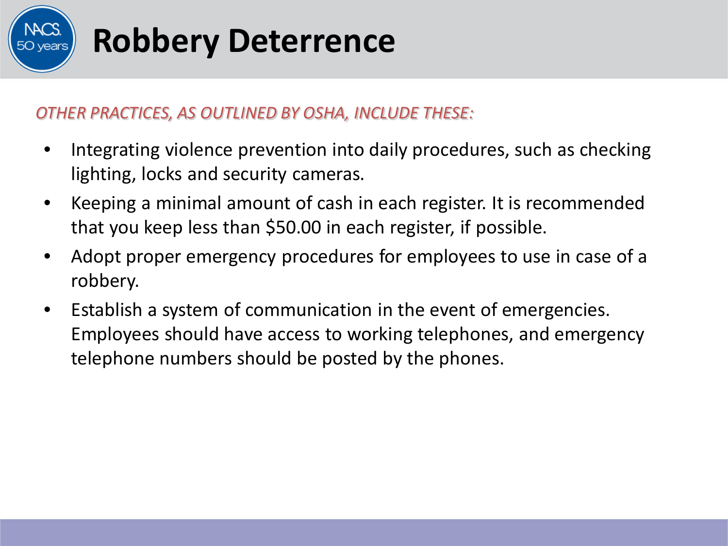# Robbery Deterrence

*OTHER PRACTICES, AS OUTLINED BY OSHA, INCLUDE THESE:*

- Integrating violence prevention into daily procedures, such as checking lighting, locks and security cameras.
- Keeping a minimal amount of cash in each register. It is recommended that you keep less than $50.00 in each register, if possible.
- Adopt proper emergency procedures for employees to use in case of a robbery.
- Establish a system of communication in the event of emergencies. Employees should have access to working telephones, and emergency telephone numbers should be posted by the phones.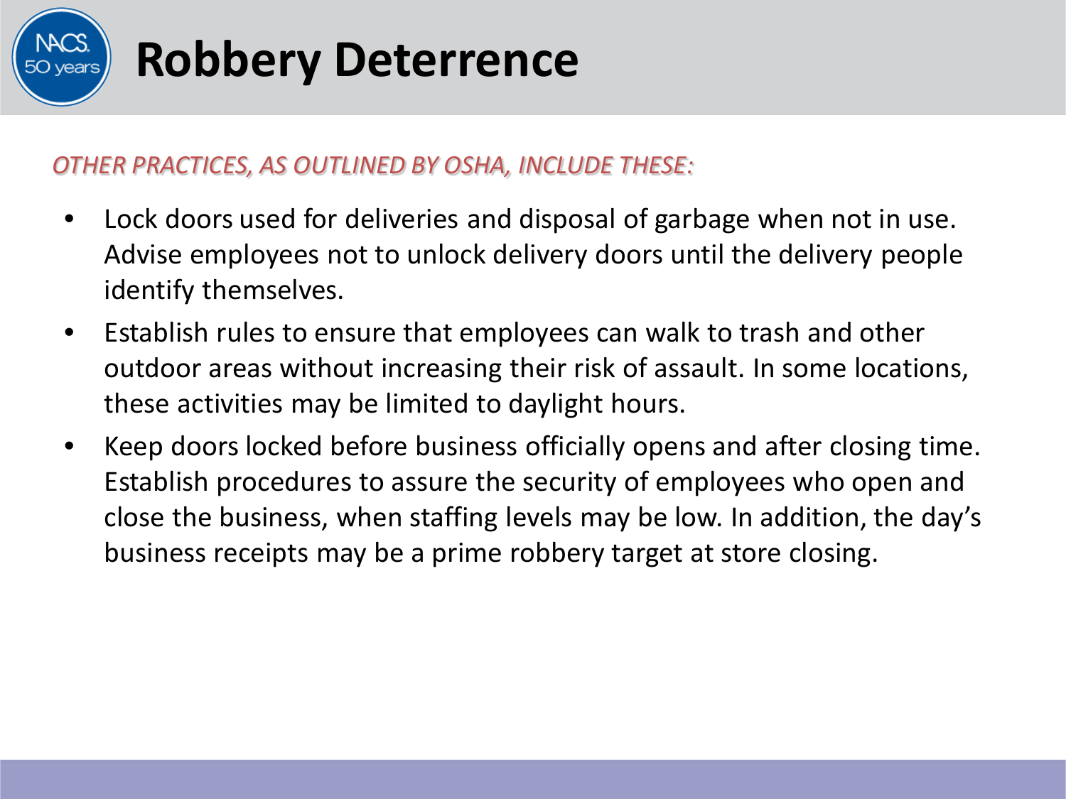# Robbery Deterrence

*OTHER PRACTICES, AS OUTLINED BY OSHA, INCLUDE THESE:*

- Lock doors used for deliveries and disposal of garbage when not in use. Advise employees not to unlock delivery doors until the delivery people identify themselves.
- Establish rules to ensure that employees can walk to trash and other outdoor areas without increasing their risk of assault. In some locations, these activities may be limited to daylight hours.
- Keep doors locked before business officially opens and after closing time. Establish procedures to assure the security of employees who open and close the business, when staffing levels may be low. In addition, the day's business receipts may be a prime robbery target at store closing.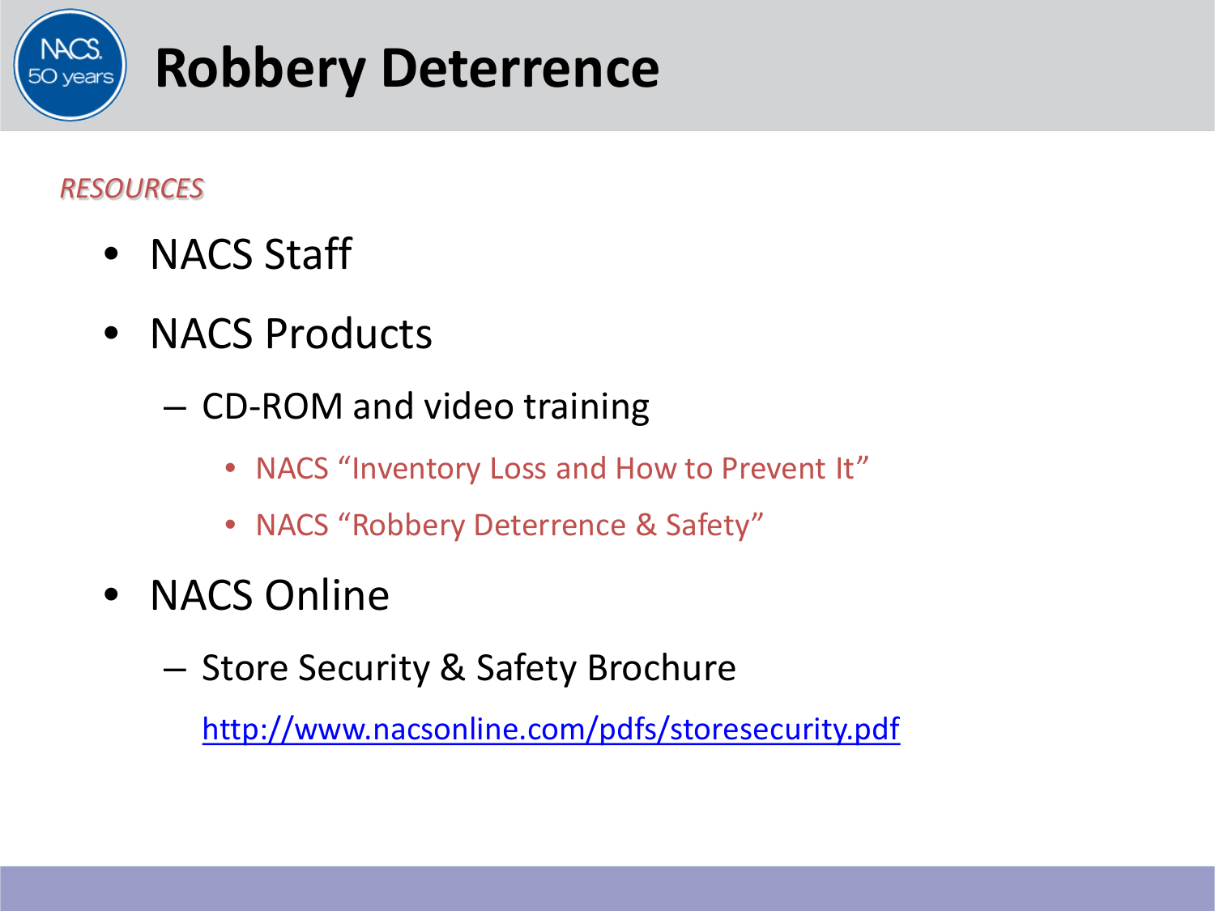# Robbery Deterrence

*RESOURCES*

- NACS Staff
- NACS Products
  - CD-ROM and video training
    - NACS "Inventory Loss and How to Prevent It"
    - NACS "Robbery Deterrence & Safety"
- NACS Online
  - Store Security & Safety Brochure

    http://www.nacsonline.com/pdfs/storesecurity.pdf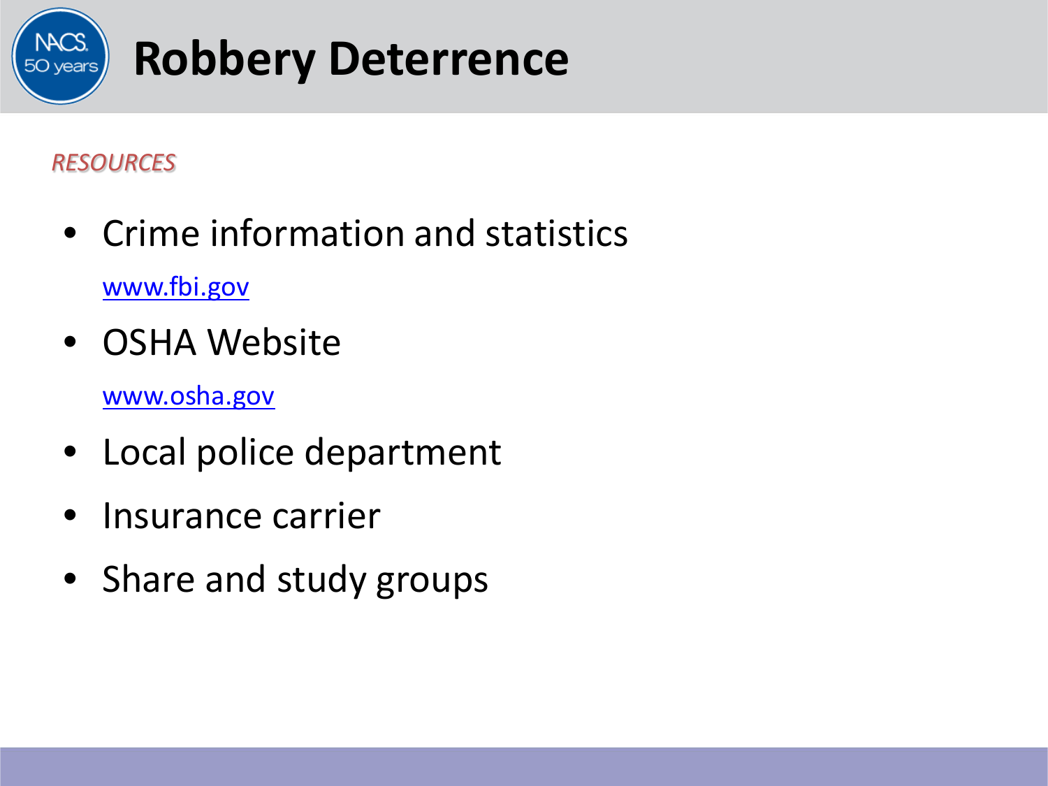# Robbery Deterrence

*RESOURCES*

- Crime information and statistics

  www.fbi.gov

- OSHA Website

  www.osha.gov

- Local police department
- Insurance carrier
- Share and study groups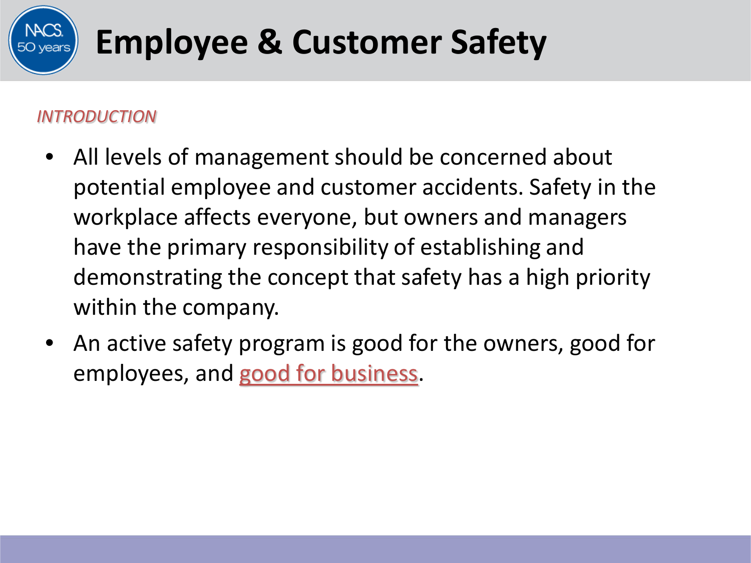# Employee & Customer Safety

*INTRODUCTION*

- All levels of management should be concerned about potential employee and customer accidents. Safety in the workplace affects everyone, but owners and managers have the primary responsibility of establishing and demonstrating the concept that safety has a high priority within the company.
- An active safety program is good for the owners, good for employees, and good for business.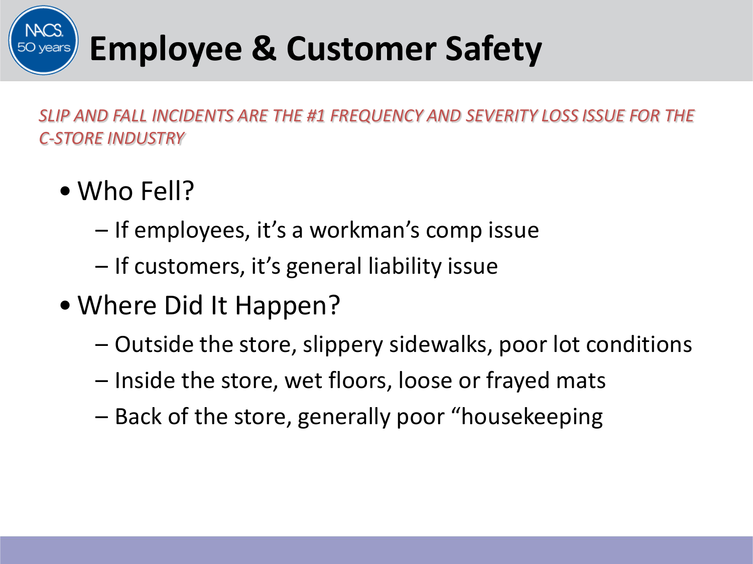# Employee & Customer Safety

*SLIP AND FALL INCIDENTS ARE THE #1 FREQUENCY AND SEVERITY LOSS ISSUE FOR THE C-STORE INDUSTRY*

- Who Fell?
  - If employees, it's a workman's comp issue
  - If customers, it's general liability issue
- Where Did It Happen?
  - Outside the store, slippery sidewalks, poor lot conditions
  - Inside the store, wet floors, loose or frayed mats
  - Back of the store, generally poor "housekeeping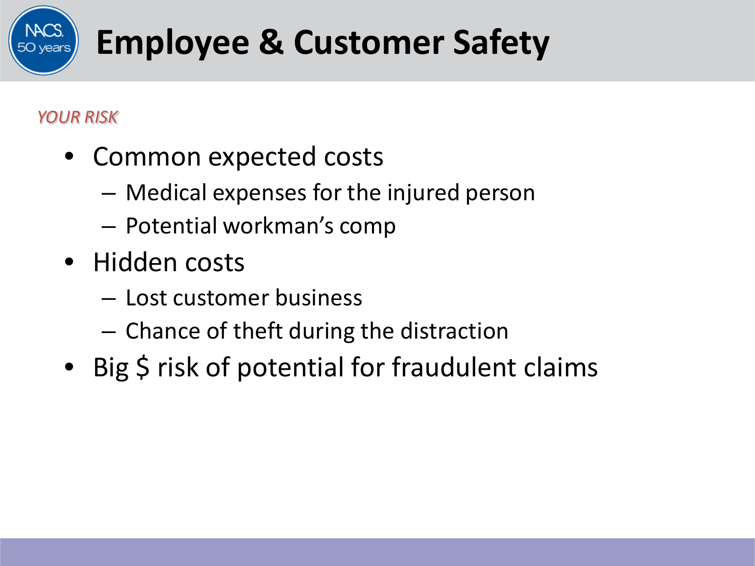# Employee & Customer Safety

*YOUR RISK*

- Common expected costs
  - Medical expenses for the injured person
  - Potential workman's comp
- Hidden costs
  - Lost customer business
  - Chance of theft during the distraction
- Big $ risk of potential for fraudulent claims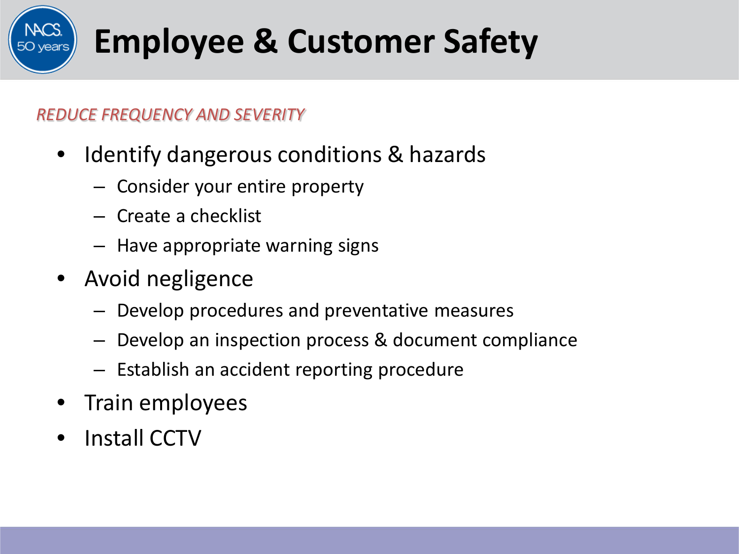# Employee & Customer Safety

*REDUCE FREQUENCY AND SEVERITY*

- Identify dangerous conditions & hazards
  - Consider your entire property
  - Create a checklist
  - Have appropriate warning signs
- Avoid negligence
  - Develop procedures and preventative measures
  - Develop an inspection process & document compliance
  - Establish an accident reporting procedure
- Train employees
- Install CCTV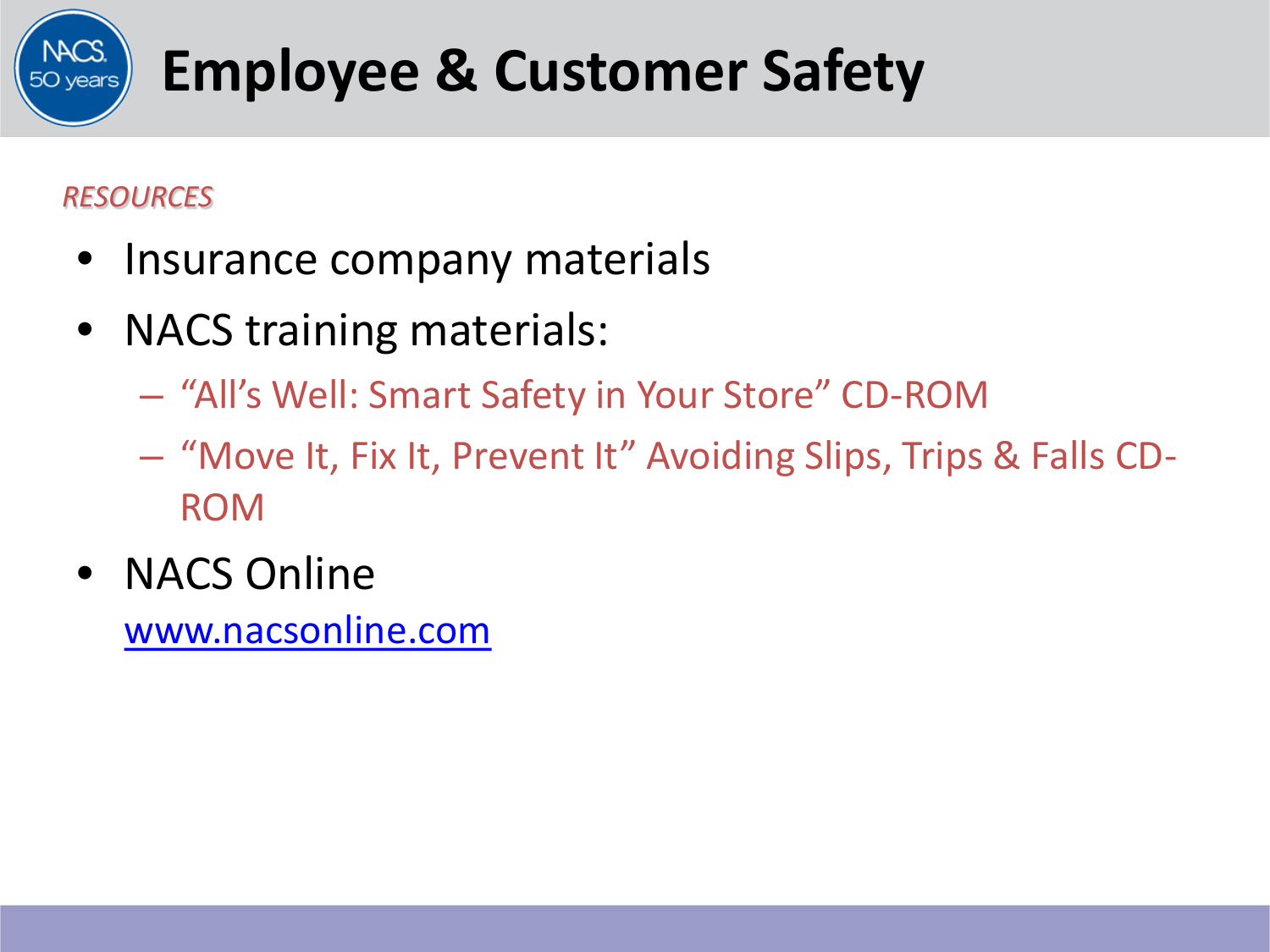# Employee & Customer Safety

*RESOURCES*

- Insurance company materials
- NACS training materials:
  - “All’s Well: Smart Safety in Your Store” CD-ROM
  - “Move It, Fix It, Prevent It” Avoiding Slips, Trips & Falls CD-ROM
- NACS Online
  www.nacsonline.com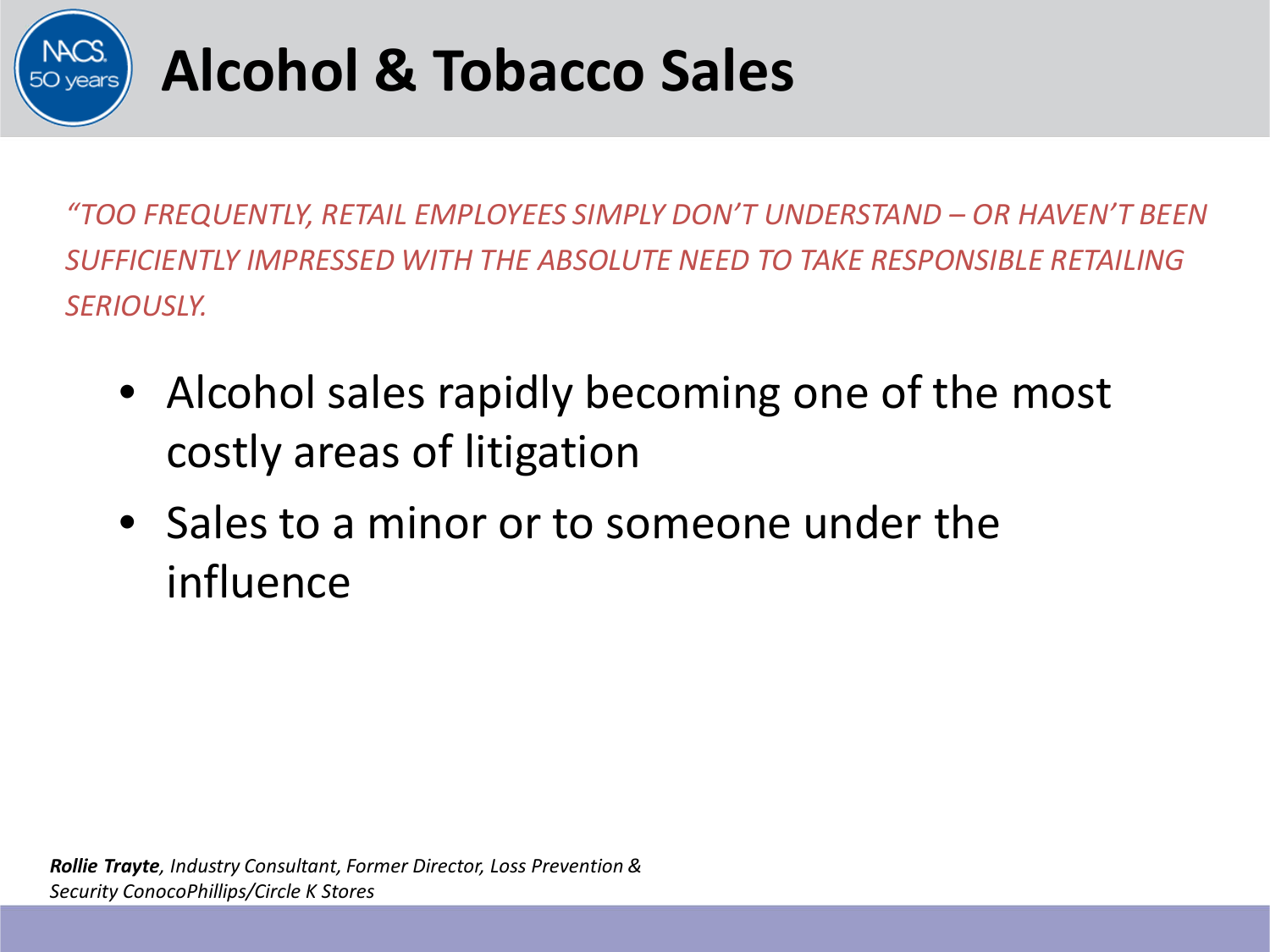# Alcohol & Tobacco Sales

*"TOO FREQUENTLY, RETAIL EMPLOYEES SIMPLY DON'T UNDERSTAND – OR HAVEN'T BEEN SUFFICIENTLY IMPRESSED WITH THE ABSOLUTE NEED TO TAKE RESPONSIBLE RETAILING SERIOUSLY.*

- Alcohol sales rapidly becoming one of the most costly areas of litigation
- Sales to a minor or to someone under the influence

***Rollie Trayte**, Industry Consultant, Former Director, Loss Prevention & Security ConocoPhillips/Circle K Stores*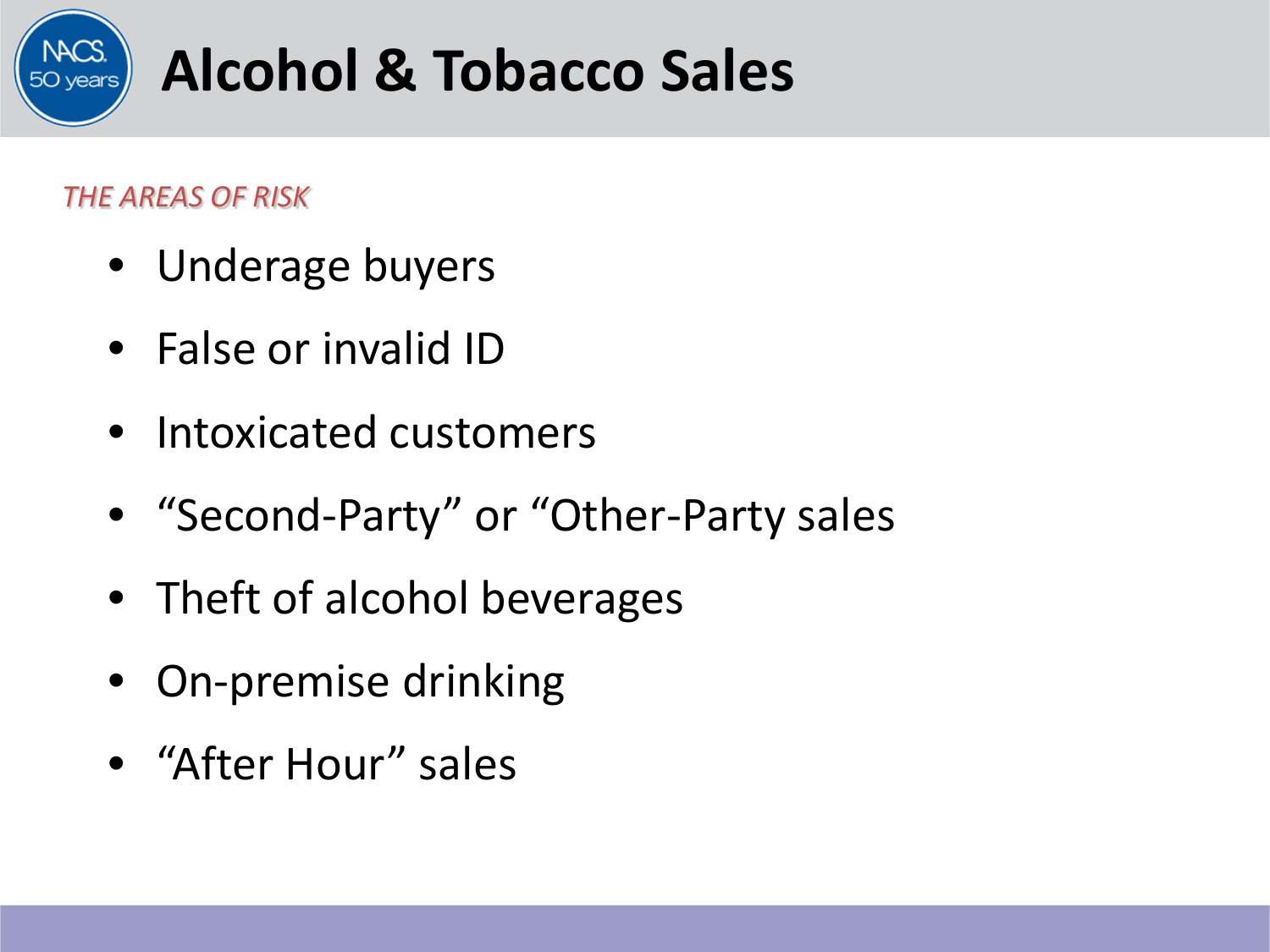# Alcohol & Tobacco Sales

*THE AREAS OF RISK*

- Underage buyers
- False or invalid ID
- Intoxicated customers
- “Second-Party” or “Other-Party sales
- Theft of alcohol beverages
- On-premise drinking
- “After Hour” sales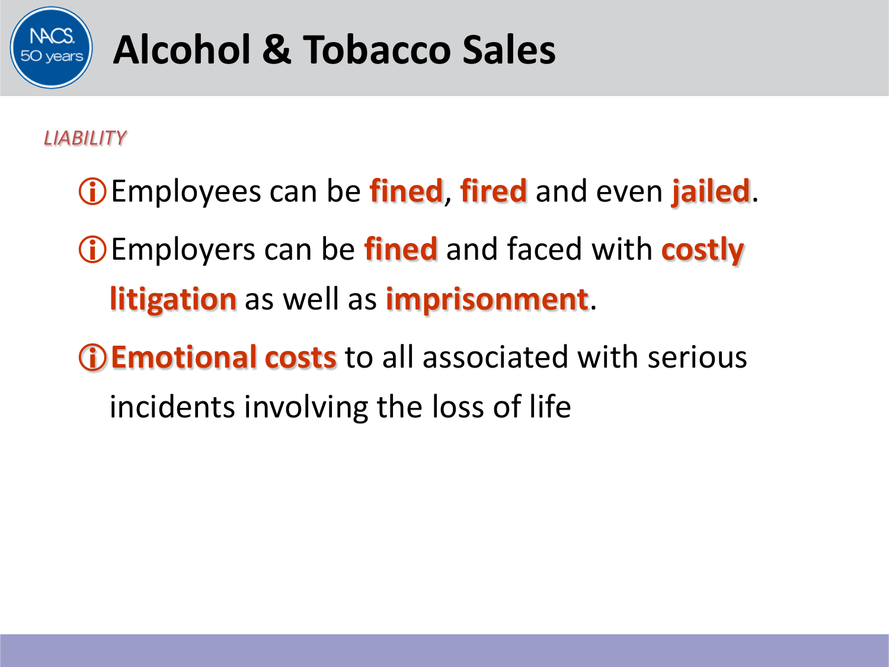# Alcohol & Tobacco Sales

*LIABILITY*

- Employees can be **fined**, **fired** and even **jailed**.
- Employers can be **fined** and faced with **costly litigation** as well as **imprisonment**.
- **Emotional costs** to all associated with serious incidents involving the loss of life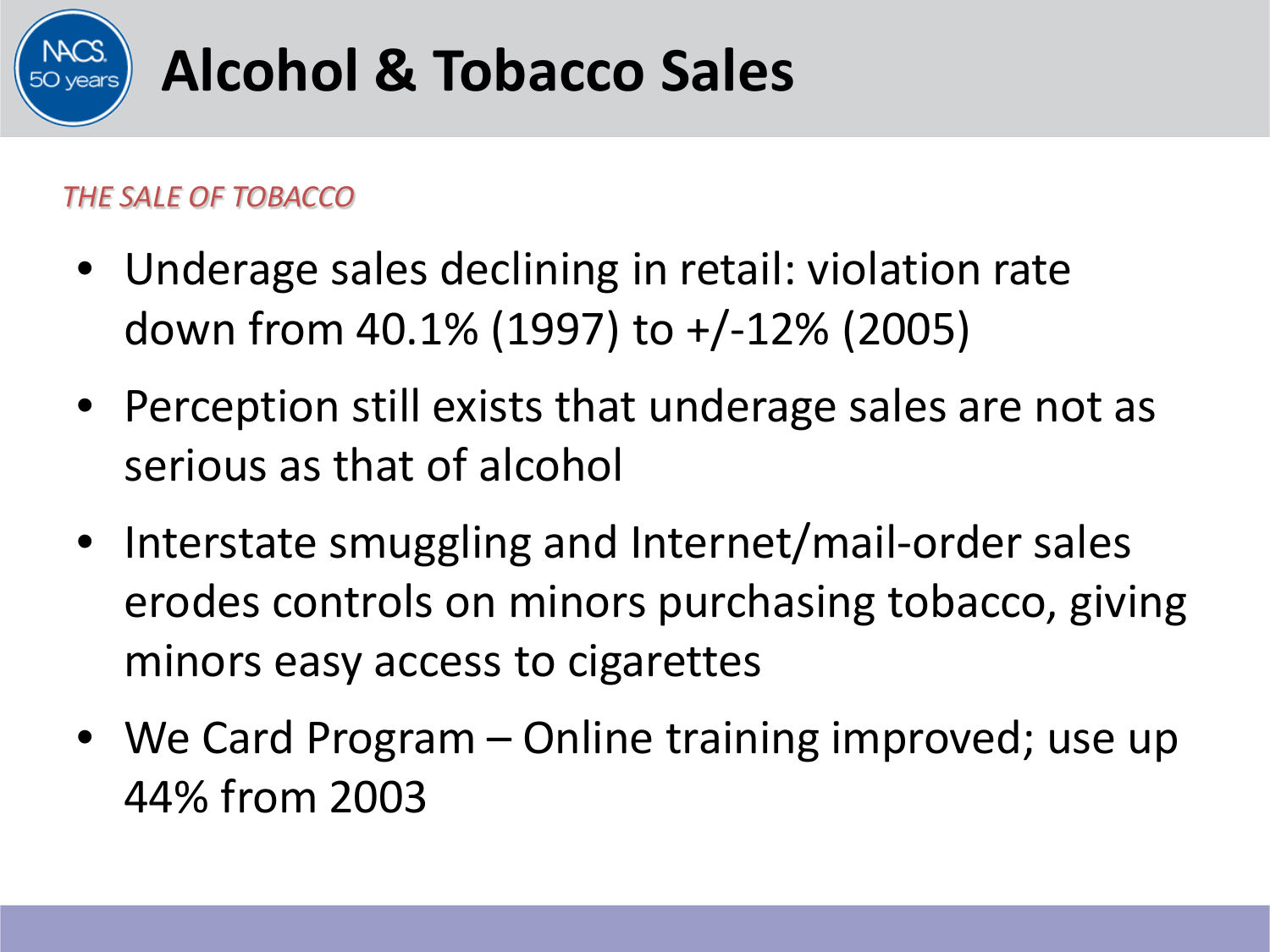# Alcohol & Tobacco Sales

*THE SALE OF TOBACCO*

- Underage sales declining in retail: violation rate down from 40.1% (1997) to +/-12% (2005)
- Perception still exists that underage sales are not as serious as that of alcohol
- Interstate smuggling and Internet/mail-order sales erodes controls on minors purchasing tobacco, giving minors easy access to cigarettes
- We Card Program – Online training improved; use up 44% from 2003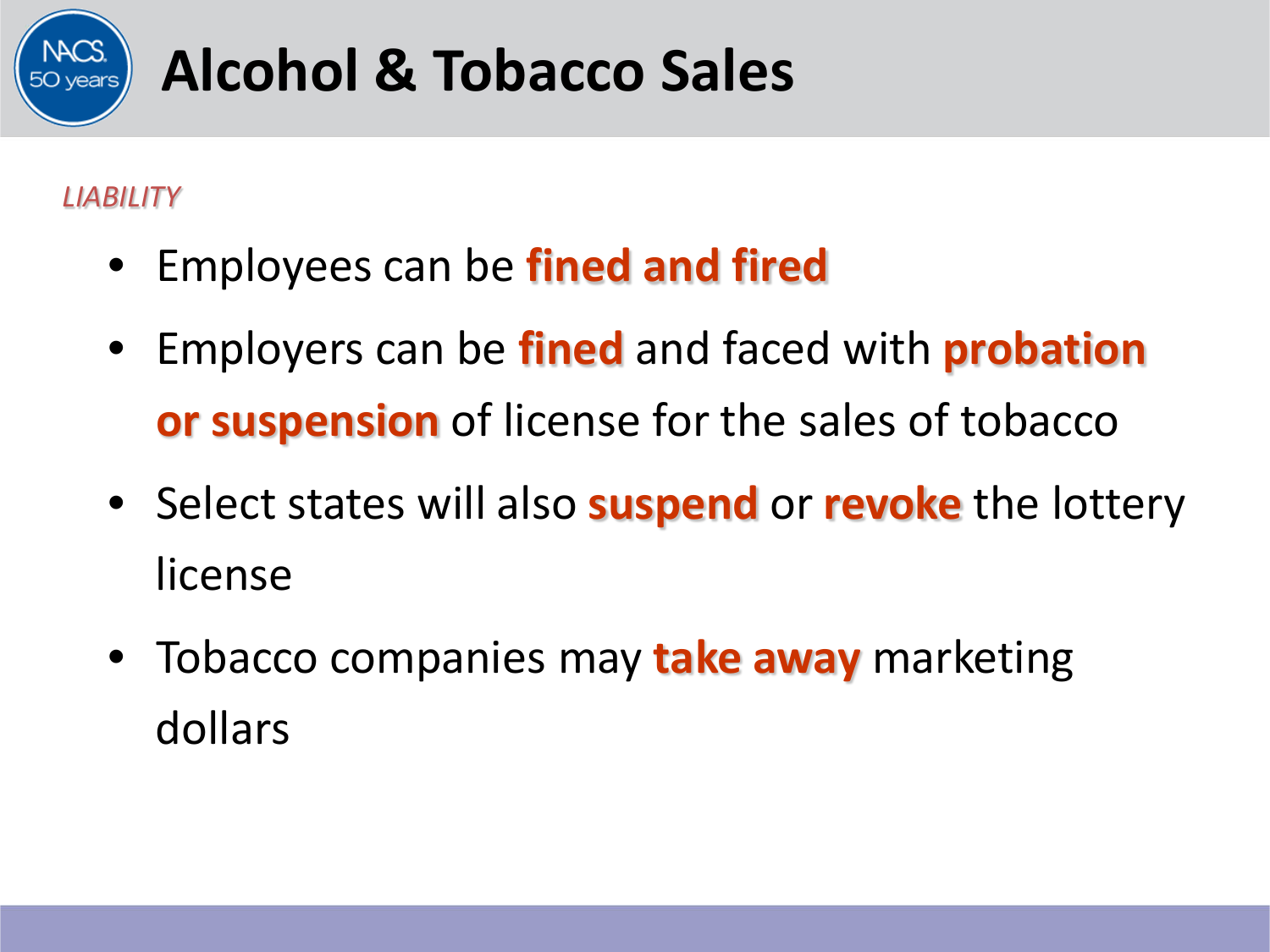# Alcohol & Tobacco Sales

*LIABILITY*

- Employees can be **fined and fired**
- Employers can be **fined** and faced with **probation or suspension** of license for the sales of tobacco
- Select states will also **suspend** or **revoke** the lottery license
- Tobacco companies may **take away** marketing dollars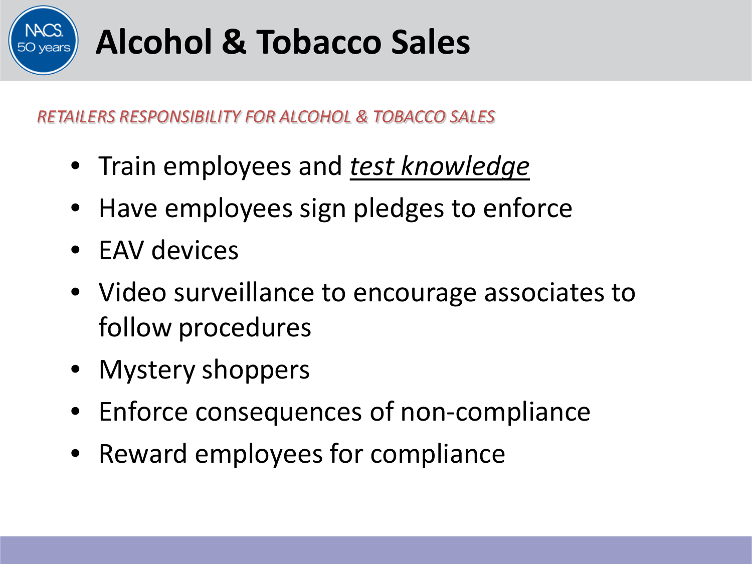# Alcohol & Tobacco Sales

*RETAILERS RESPONSIBILITY FOR ALCOHOL & TOBACCO SALES*

- Train employees and ***test knowledge***
- Have employees sign pledges to enforce
- EAV devices
- Video surveillance to encourage associates to follow procedures
- Mystery shoppers
- Enforce consequences of non-compliance
- Reward employees for compliance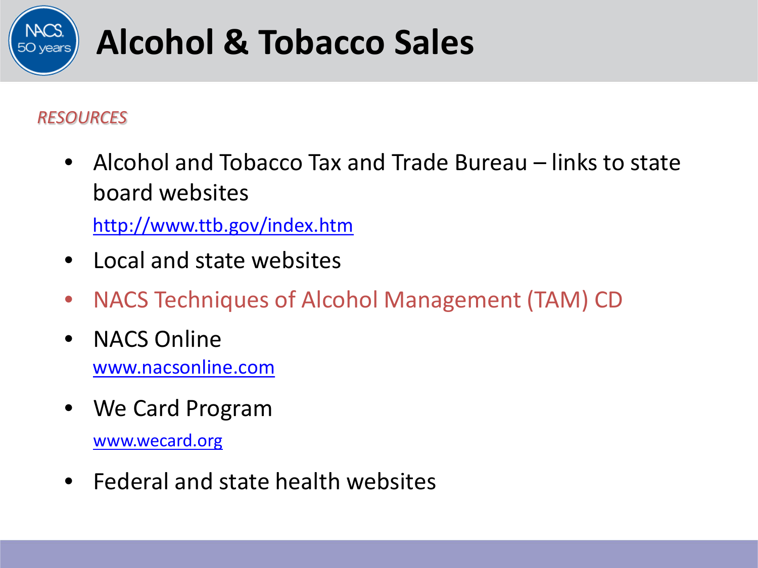# Alcohol & Tobacco Sales

*RESOURCES*

- Alcohol and Tobacco Tax and Trade Bureau – links to state board websites
  http://www.ttb.gov/index.htm
- Local and state websites
- NACS Techniques of Alcohol Management (TAM) CD
- NACS Online
  www.nacsonline.com
- We Card Program
  www.wecard.org
- Federal and state health websites